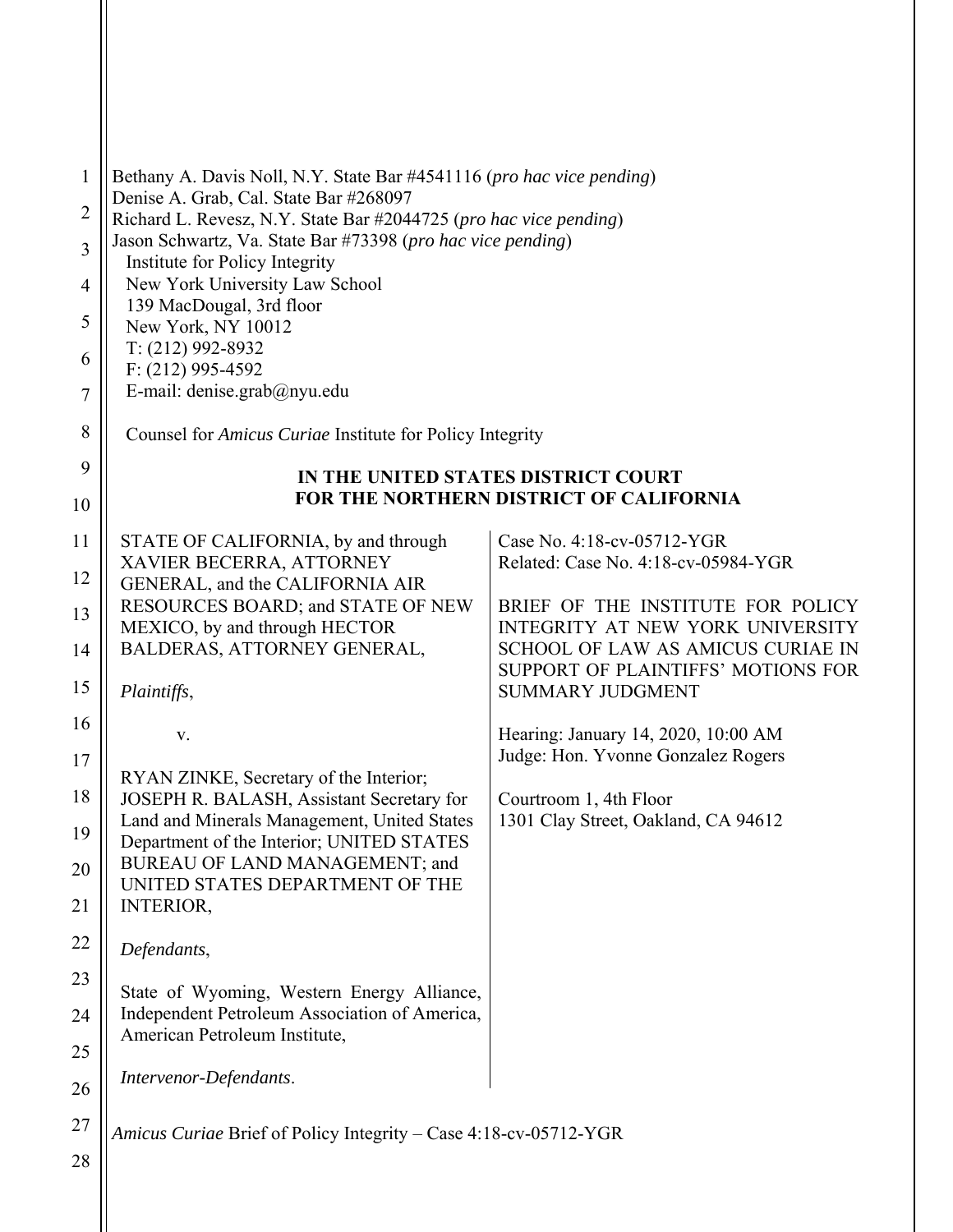Bethany A. Davis Noll, N.Y. State Bar #4541116 (*pro hac vice pending*)
Denise A. Grab, Cal. State Bar #268097
Richard L. Revesz, N.Y. State Bar #2044725 (*pro hac vice pending*)
Jason Schwartz, Va. State Bar #73398 (*pro hac vice pending*)
Institute for Policy Integrity
New York University Law School
139 MacDougal, 3rd floor
New York, NY 10012
T: (212) 992-8932
F: (212) 995-4592
E-mail: denise.grab@nyu.edu

Counsel for *Amicus Curiae* Institute for Policy Integrity

**IN THE UNITED STATES DISTRICT COURT**
**FOR THE NORTHERN DISTRICT OF CALIFORNIA**

| | |
|---|---|
| STATE OF CALIFORNIA, by and through XAVIER BECERRA, ATTORNEY GENERAL, and the CALIFORNIA AIR RESOURCES BOARD; and STATE OF NEW MEXICO, by and through HECTOR BALDERAS, ATTORNEY GENERAL,<br><br>*Plaintiffs*,<br><br>v.<br><br>RYAN ZINKE, Secretary of the Interior; JOSEPH R. BALASH, Assistant Secretary for Land and Minerals Management, United States Department of the Interior; UNITED STATES BUREAU OF LAND MANAGEMENT; and UNITED STATES DEPARTMENT OF THE INTERIOR,<br><br>*Defendants*,<br><br>State of Wyoming, Western Energy Alliance, Independent Petroleum Association of America, American Petroleum Institute,<br><br>*Intervenor-Defendants*. | Case No. 4:18-cv-05712-YGR<br>Related: Case No. 4:18-cv-05984-YGR<br><br>BRIEF OF THE INSTITUTE FOR POLICY INTEGRITY AT NEW YORK UNIVERSITY SCHOOL OF LAW AS AMICUS CURIAE IN SUPPORT OF PLAINTIFFS' MOTIONS FOR SUMMARY JUDGMENT<br><br>Hearing: January 14, 2020, 10:00 AM<br>Judge: Hon. Yvonne Gonzalez Rogers<br><br>Courtroom 1, 4th Floor<br>1301 Clay Street, Oakland, CA 94612 |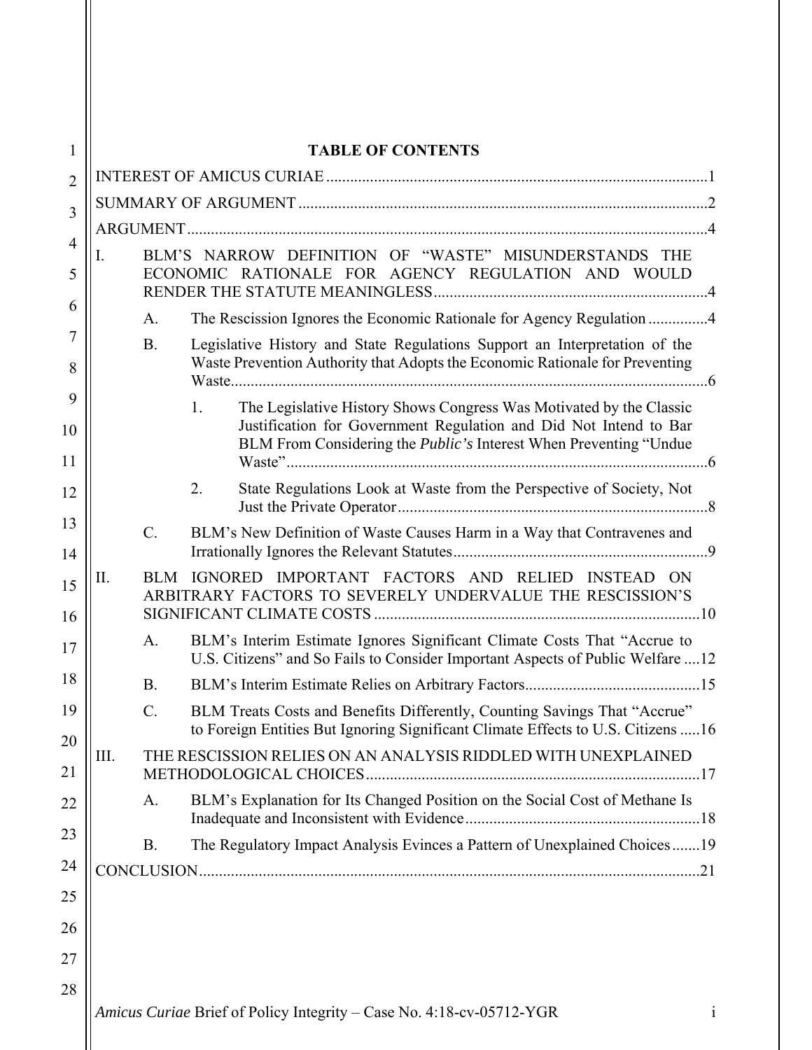# TABLE OF CONTENTS

INTEREST OF AMICUS CURIAE ....................................................................................................1

SUMMARY OF ARGUMENT ........................................................................................................2

ARGUMENT ....................................................................................................................................4

I. BLM'S NARROW DEFINITION OF "WASTE" MISUNDERSTANDS THE ECONOMIC RATIONALE FOR AGENCY REGULATION AND WOULD RENDER THE STATUTE MEANINGLESS ........................................................................4

  A. The Rescission Ignores the Economic Rationale for Agency Regulation ...............4

  B. Legislative History and State Regulations Support an Interpretation of the Waste Prevention Authority that Adopts the Economic Rationale for Preventing Waste ............................................................................................................................6

    1. The Legislative History Shows Congress Was Motivated by the Classic Justification for Government Regulation and Did Not Intend to Bar BLM From Considering the *Public's* Interest When Preventing "Undue Waste" ..........................................................................................................6

    2. State Regulations Look at Waste from the Perspective of Society, Not Just the Private Operator ..............................................................................8

  C. BLM's New Definition of Waste Causes Harm in a Way that Contravenes and Irrationally Ignores the Relevant Statutes ................................................................9

II. BLM IGNORED IMPORTANT FACTORS AND RELIED INSTEAD ON ARBITRARY FACTORS TO SEVERELY UNDERVALUE THE RESCISSION'S SIGNIFICANT CLIMATE COSTS ..................................................................................10

  A. BLM's Interim Estimate Ignores Significant Climate Costs That "Accrue to U.S. Citizens" and So Fails to Consider Important Aspects of Public Welfare ....12

  B. BLM's Interim Estimate Relies on Arbitrary Factors ............................................15

  C. BLM Treats Costs and Benefits Differently, Counting Savings That "Accrue" to Foreign Entities But Ignoring Significant Climate Effects to U.S. Citizens .....16

III. THE RESCISSION RELIES ON AN ANALYSIS RIDDLED WITH UNEXPLAINED METHODOLOGICAL CHOICES ...................................................................................17

  A. BLM's Explanation for Its Changed Position on the Social Cost of Methane Is Inadequate and Inconsistent with Evidence ...........................................................18

  B. The Regulatory Impact Analysis Evinces a Pattern of Unexplained Choices .......19

CONCLUSION ..............................................................................................................................21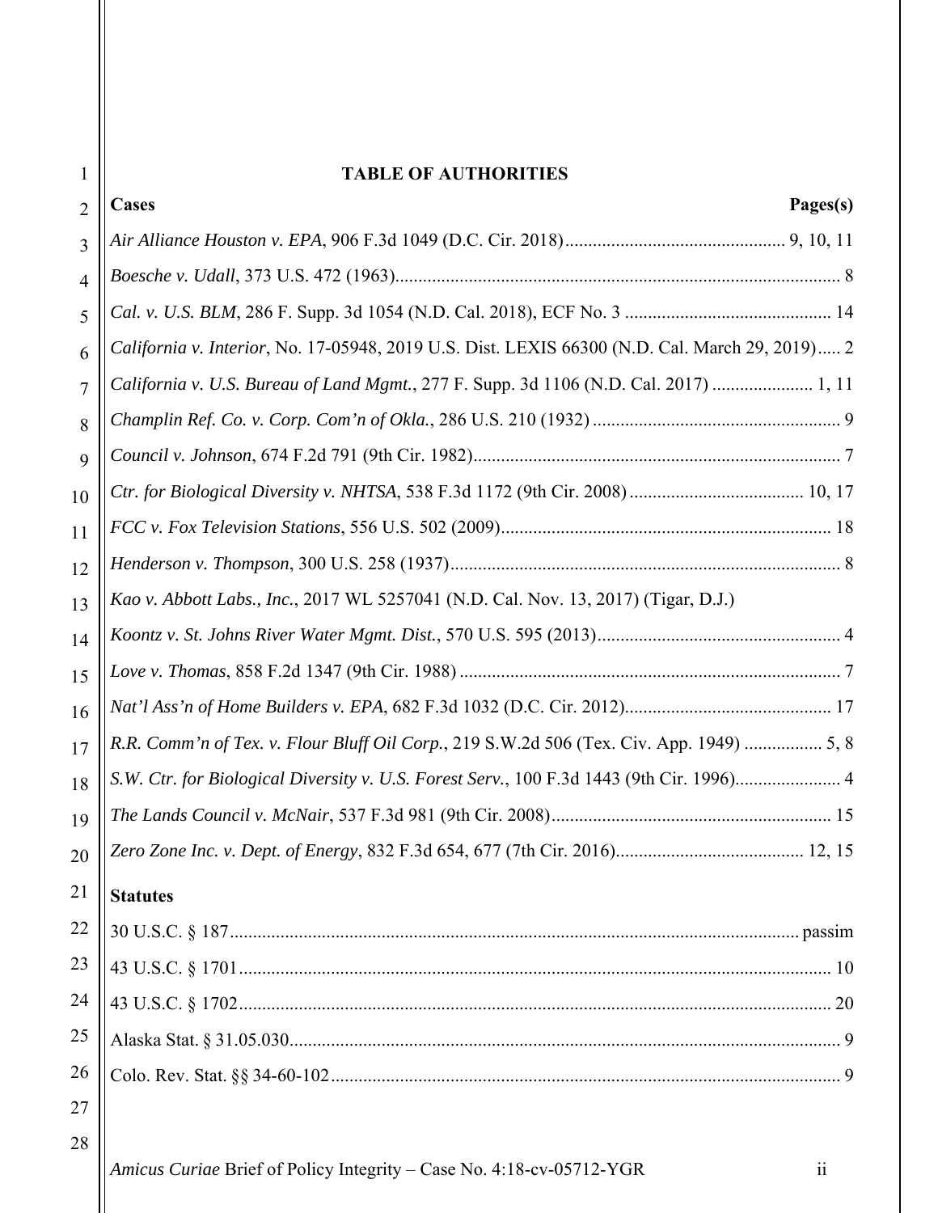# TABLE OF AUTHORITIES

| Cases | Pages(s) |
|---|---|
| *Air Alliance Houston v. EPA*, 906 F.3d 1049 (D.C. Cir. 2018) | 9, 10, 11 |
| *Boesche v. Udall*, 373 U.S. 472 (1963) | 8 |
| *Cal. v. U.S. BLM*, 286 F. Supp. 3d 1054 (N.D. Cal. 2018), ECF No. 3 | 14 |
| *California v. Interior*, No. 17-05948, 2019 U.S. Dist. LEXIS 66300 (N.D. Cal. March 29, 2019) | 2 |
| *California v. U.S. Bureau of Land Mgmt.*, 277 F. Supp. 3d 1106 (N.D. Cal. 2017) | 1, 11 |
| *Champlin Ref. Co. v. Corp. Com'n of Okla.*, 286 U.S. 210 (1932) | 9 |
| *Council v. Johnson*, 674 F.2d 791 (9th Cir. 1982) | 7 |
| *Ctr. for Biological Diversity v. NHTSA*, 538 F.3d 1172 (9th Cir. 2008) | 10, 17 |
| *FCC v. Fox Television Stations*, 556 U.S. 502 (2009) | 18 |
| *Henderson v. Thompson*, 300 U.S. 258 (1937) | 8 |
| *Kao v. Abbott Labs., Inc.*, 2017 WL 5257041 (N.D. Cal. Nov. 13, 2017) (Tigar, D.J.) | |
| *Koontz v. St. Johns River Water Mgmt. Dist.*, 570 U.S. 595 (2013) | 4 |
| *Love v. Thomas*, 858 F.2d 1347 (9th Cir. 1988) | 7 |
| *Nat'l Ass'n of Home Builders v. EPA*, 682 F.3d 1032 (D.C. Cir. 2012) | 17 |
| *R.R. Comm'n of Tex. v. Flour Bluff Oil Corp.*, 219 S.W.2d 506 (Tex. Civ. App. 1949) | 5, 8 |
| *S.W. Ctr. for Biological Diversity v. U.S. Forest Serv.*, 100 F.3d 1443 (9th Cir. 1996) | 4 |
| *The Lands Council v. McNair*, 537 F.3d 981 (9th Cir. 2008) | 15 |
| *Zero Zone Inc. v. Dept. of Energy*, 832 F.3d 654, 677 (7th Cir. 2016) | 12, 15 |

| Statutes | |
|---|---|
| 30 U.S.C. § 187 | passim |
| 43 U.S.C. § 1701 | 10 |
| 43 U.S.C. § 1702 | 20 |
| Alaska Stat. § 31.05.030 | 9 |
| Colo. Rev. Stat. §§ 34-60-102 | 9 |

*Amicus Curiae* Brief of Policy Integrity – Case No. 4:18-cv-05712-YGR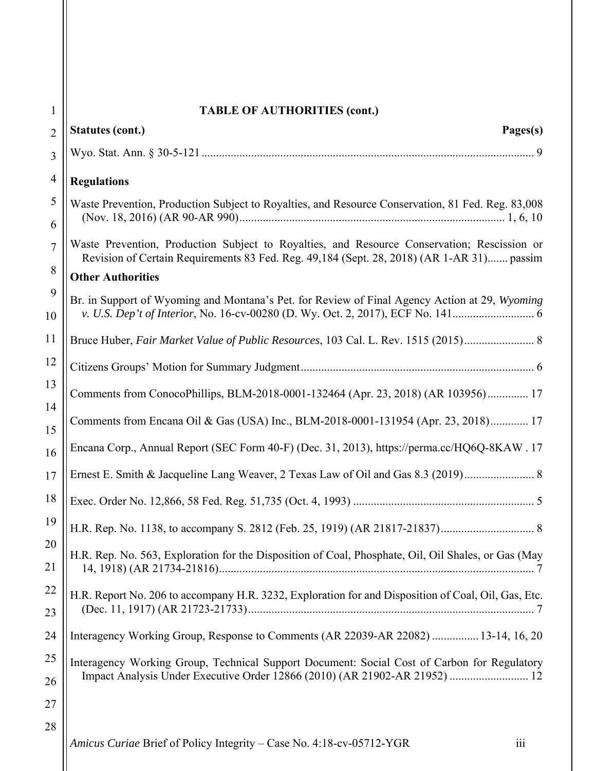## TABLE OF AUTHORITIES (cont.)

**Statutes (cont.)** **Pages(s)**

Wyo. Stat. Ann. § 30-5-121 .................................................................................................................. 9

**Regulations**

Waste Prevention, Production Subject to Royalties, and Resource Conservation, 81 Fed. Reg. 83,008 (Nov. 18, 2016) (AR 90-AR 990)........................................................................................... 1, 6, 10

Waste Prevention, Production Subject to Royalties, and Resource Conservation; Rescission or Revision of Certain Requirements 83 Fed. Reg. 49,184 (Sept. 28, 2018) (AR 1-AR 31)....... passim

**Other Authorities**

Br. in Support of Wyoming and Montana's Pet. for Review of Final Agency Action at 29, *Wyoming v. U.S. Dep't of Interior*, No. 16-cv-00280 (D. Wy. Oct. 2, 2017), ECF No. 141............................ 6

Bruce Huber, *Fair Market Value of Public Resources*, 103 Cal. L. Rev. 1515 (2015)........................ 8

Citizens Groups' Motion for Summary Judgment................................................................................ 6

Comments from ConocoPhillips, BLM-2018-0001-132464 (Apr. 23, 2018) (AR 103956).............. 17

Comments from Encana Oil & Gas (USA) Inc., BLM-2018-0001-131954 (Apr. 23, 2018)............. 17

Encana Corp., Annual Report (SEC Form 40-F) (Dec. 31, 2013), https://perma.cc/HQ6Q-8KAW . 17

Ernest E. Smith & Jacqueline Lang Weaver, 2 Texas Law of Oil and Gas 8.3 (2019)........................ 8

Exec. Order No. 12,866, 58 Fed. Reg. 51,735 (Oct. 4, 1993) .............................................................. 5

H.R. Rep. No. 1138, to accompany S. 2812 (Feb. 25, 1919) (AR 21817-21837)................................ 8

H.R. Rep. No. 563, Exploration for the Disposition of Coal, Phosphate, Oil, Oil Shales, or Gas (May 14, 1918) (AR 21734-21816)............................................................................................................ 7

H.R. Report No. 206 to accompany H.R. 3232, Exploration for and Disposition of Coal, Oil, Gas, Etc. (Dec. 11, 1917) (AR 21723-21733).................................................................................................. 7

Interagency Working Group, Response to Comments (AR 22039-AR 22082) ................ 13-14, 16, 20

Interagency Working Group, Technical Support Document: Social Cost of Carbon for Regulatory Impact Analysis Under Executive Order 12866 (2010) (AR 21902-AR 21952) ........................... 12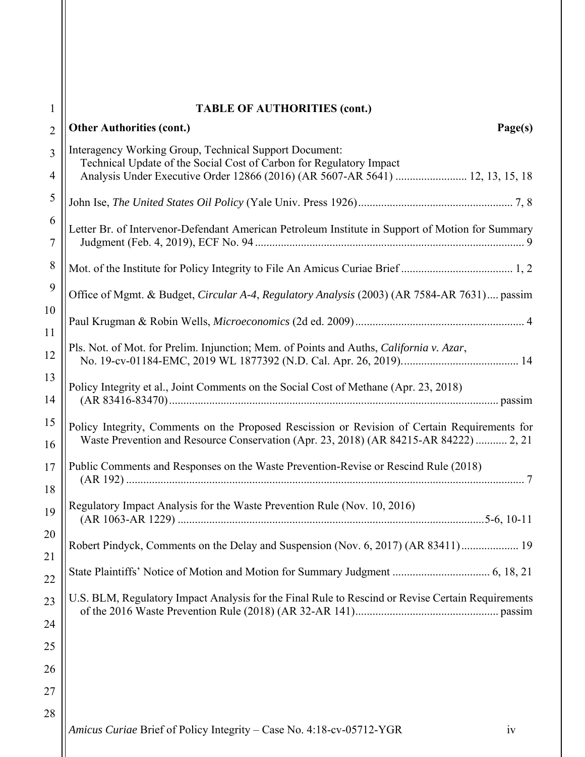**TABLE OF AUTHORITIES (cont.)**

**Other Authorities (cont.)** **Page(s)**

Interagency Working Group, Technical Support Document: Technical Update of the Social Cost of Carbon for Regulatory Impact Analysis Under Executive Order 12866 (2016) (AR 5607-AR 5641) ......................... 12, 13, 15, 18

John Ise, *The United States Oil Policy* (Yale Univ. Press 1926)...................................................... 7, 8

Letter Br. of Intervenor-Defendant American Petroleum Institute in Support of Motion for Summary Judgment (Feb. 4, 2019), ECF No. 94 ............................................................................................. 9

Mot. of the Institute for Policy Integrity to File An Amicus Curiae Brief ....................................... 1, 2

Office of Mgmt. & Budget, *Circular A-4*, *Regulatory Analysis* (2003) (AR 7584-AR 7631).... passim

Paul Krugman & Robin Wells, *Microeconomics* (2d ed. 2009) ........................................................... 4

Pls. Not. of Mot. for Prelim. Injunction; Mem. of Points and Auths, *California v. Azar*, No. 19-cv-01184-EMC, 2019 WL 1877392 (N.D. Cal. Apr. 26, 2019)......................................... 14

Policy Integrity et al., Joint Comments on the Social Cost of Methane (Apr. 23, 2018) (AR 83416-83470).................................................................................................................. passim

Policy Integrity, Comments on the Proposed Rescission or Revision of Certain Requirements for Waste Prevention and Resource Conservation (Apr. 23, 2018) (AR 84215-AR 84222) ........... 2, 21

Public Comments and Responses on the Waste Prevention-Revise or Rescind Rule (2018) (AR 192) ........................................................................................................................................... 7

Regulatory Impact Analysis for the Waste Prevention Rule (Nov. 10, 2016) (AR 1063-AR 1229) ..........................................................................................................5-6, 10-11

Robert Pindyck, Comments on the Delay and Suspension (Nov. 6, 2017) (AR 83411).................... 19

State Plaintiffs' Notice of Motion and Motion for Summary Judgment .................................. 6, 18, 21

U.S. BLM, Regulatory Impact Analysis for the Final Rule to Rescind or Revise Certain Requirements of the 2016 Waste Prevention Rule (2018) (AR 32-AR 141)................................................. passim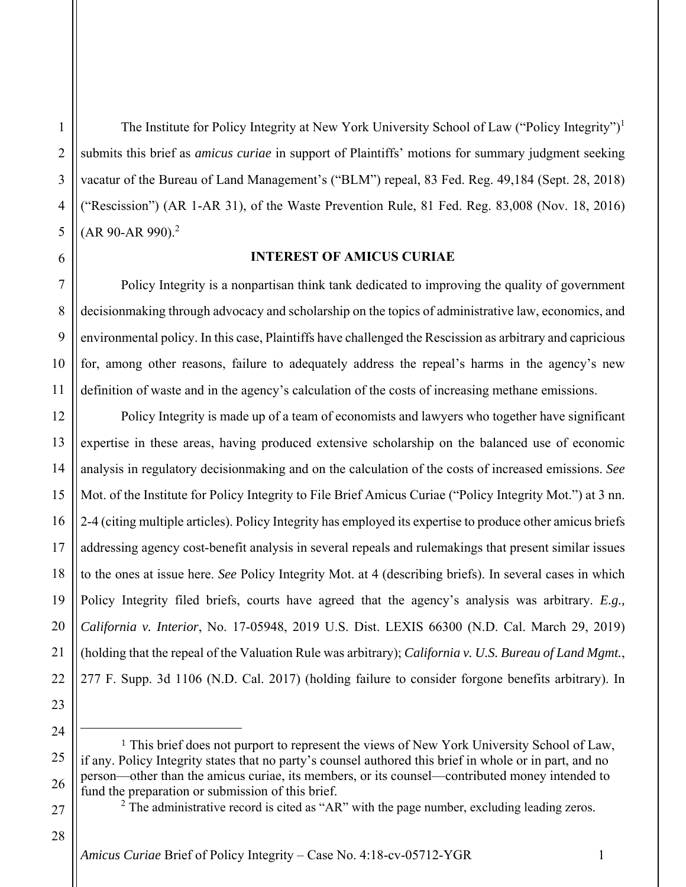The Institute for Policy Integrity at New York University School of Law ("Policy Integrity")[1] submits this brief as *amicus curiae* in support of Plaintiffs' motions for summary judgment seeking vacatur of the Bureau of Land Management's ("BLM") repeal, 83 Fed. Reg. 49,184 (Sept. 28, 2018) ("Rescission") (AR 1-AR 31), of the Waste Prevention Rule, 81 Fed. Reg. 83,008 (Nov. 18, 2016) (AR 90-AR 990).[2]

## INTEREST OF AMICUS CURIAE

Policy Integrity is a nonpartisan think tank dedicated to improving the quality of government decisionmaking through advocacy and scholarship on the topics of administrative law, economics, and environmental policy. In this case, Plaintiffs have challenged the Rescission as arbitrary and capricious for, among other reasons, failure to adequately address the repeal's harms in the agency's new definition of waste and in the agency's calculation of the costs of increasing methane emissions.

Policy Integrity is made up of a team of economists and lawyers who together have significant expertise in these areas, having produced extensive scholarship on the balanced use of economic analysis in regulatory decisionmaking and on the calculation of the costs of increased emissions. *See* Mot. of the Institute for Policy Integrity to File Brief Amicus Curiae ("Policy Integrity Mot.") at 3 nn. 2-4 (citing multiple articles). Policy Integrity has employed its expertise to produce other amicus briefs addressing agency cost-benefit analysis in several repeals and rulemakings that present similar issues to the ones at issue here. *See* Policy Integrity Mot. at 4 (describing briefs). In several cases in which Policy Integrity filed briefs, courts have agreed that the agency's analysis was arbitrary. *E.g., California v. Interior*, No. 17-05948, 2019 U.S. Dist. LEXIS 66300 (N.D. Cal. March 29, 2019) (holding that the repeal of the Valuation Rule was arbitrary); *California v. U.S. Bureau of Land Mgmt.*, 277 F. Supp. 3d 1106 (N.D. Cal. 2017) (holding failure to consider forgone benefits arbitrary). In

---

[1] This brief does not purport to represent the views of New York University School of Law, if any. Policy Integrity states that no party's counsel authored this brief in whole or in part, and no person—other than the amicus curiae, its members, or its counsel—contributed money intended to fund the preparation or submission of this brief.

[2] The administrative record is cited as "AR" with the page number, excluding leading zeros.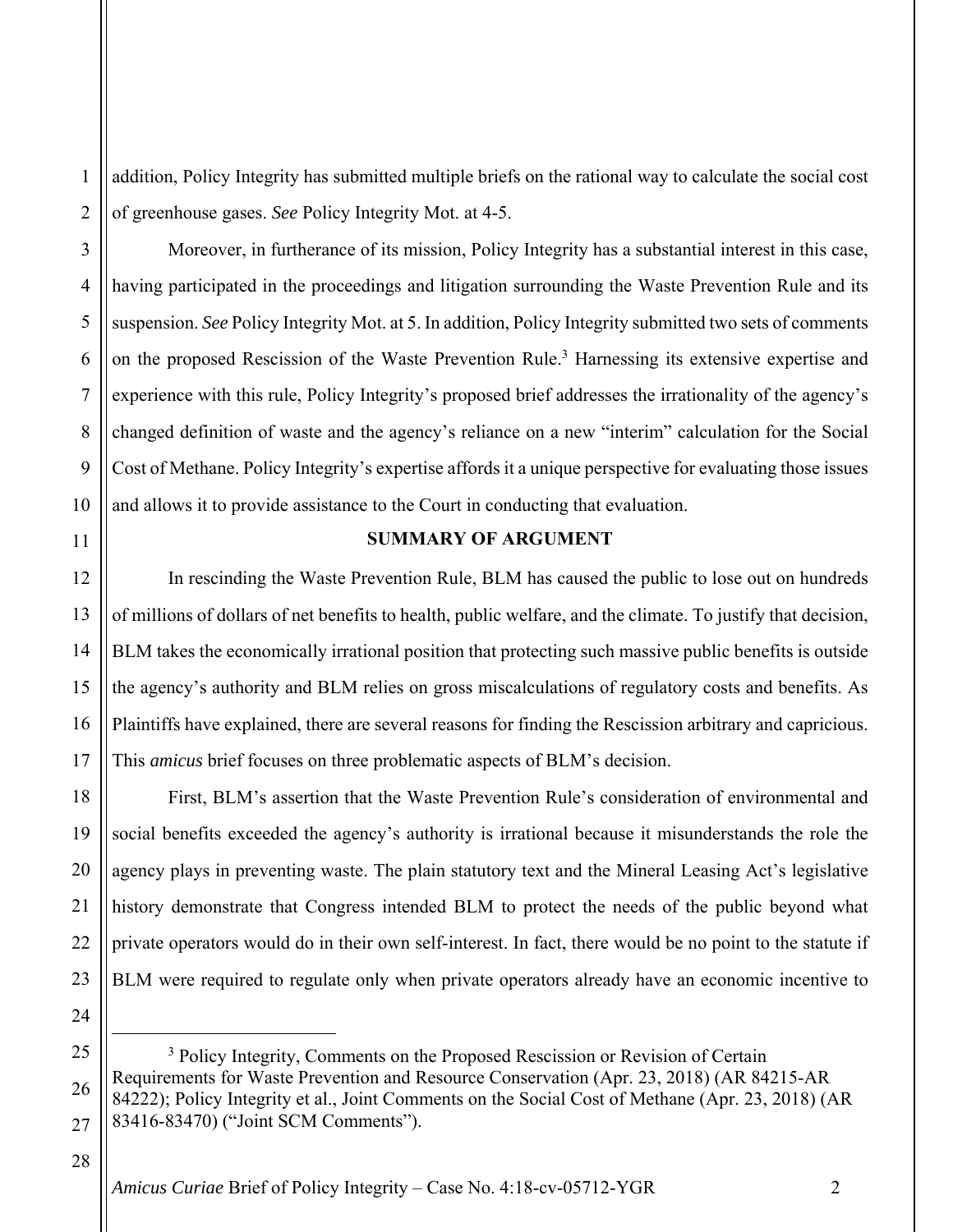addition, Policy Integrity has submitted multiple briefs on the rational way to calculate the social cost of greenhouse gases. *See* Policy Integrity Mot. at 4-5.

Moreover, in furtherance of its mission, Policy Integrity has a substantial interest in this case, having participated in the proceedings and litigation surrounding the Waste Prevention Rule and its suspension. *See* Policy Integrity Mot. at 5. In addition, Policy Integrity submitted two sets of comments on the proposed Rescission of the Waste Prevention Rule.[3] Harnessing its extensive expertise and experience with this rule, Policy Integrity's proposed brief addresses the irrationality of the agency's changed definition of waste and the agency's reliance on a new "interim" calculation for the Social Cost of Methane. Policy Integrity's expertise affords it a unique perspective for evaluating those issues and allows it to provide assistance to the Court in conducting that evaluation.

## SUMMARY OF ARGUMENT

In rescinding the Waste Prevention Rule, BLM has caused the public to lose out on hundreds of millions of dollars of net benefits to health, public welfare, and the climate. To justify that decision, BLM takes the economically irrational position that protecting such massive public benefits is outside the agency's authority and BLM relies on gross miscalculations of regulatory costs and benefits. As Plaintiffs have explained, there are several reasons for finding the Rescission arbitrary and capricious. This *amicus* brief focuses on three problematic aspects of BLM's decision.

First, BLM's assertion that the Waste Prevention Rule's consideration of environmental and social benefits exceeded the agency's authority is irrational because it misunderstands the role the agency plays in preventing waste. The plain statutory text and the Mineral Leasing Act's legislative history demonstrate that Congress intended BLM to protect the needs of the public beyond what private operators would do in their own self-interest. In fact, there would be no point to the statute if BLM were required to regulate only when private operators already have an economic incentive to

---

[3] Policy Integrity, Comments on the Proposed Rescission or Revision of Certain Requirements for Waste Prevention and Resource Conservation (Apr. 23, 2018) (AR 84215-AR 84222); Policy Integrity et al., Joint Comments on the Social Cost of Methane (Apr. 23, 2018) (AR 83416-83470) ("Joint SCM Comments").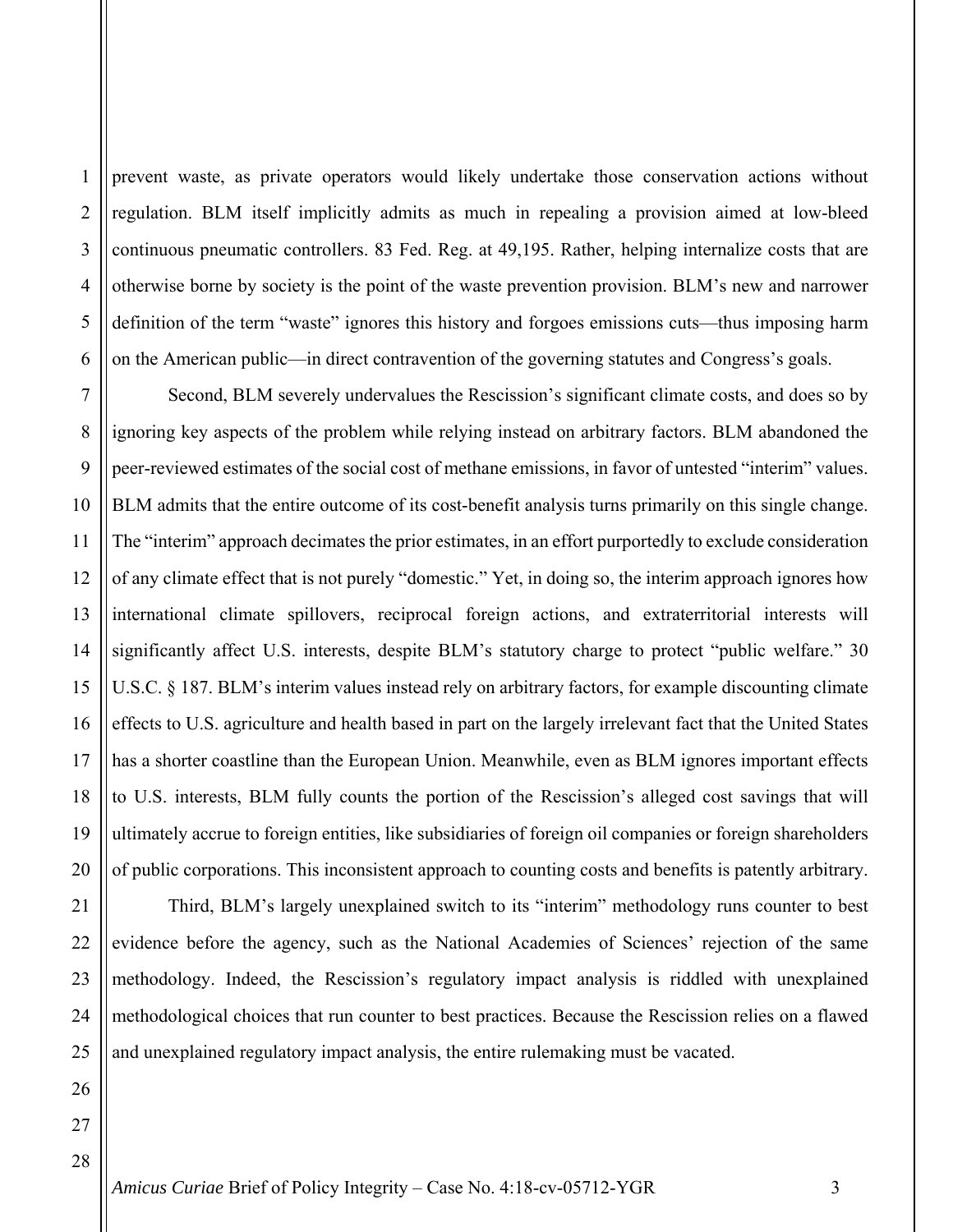prevent waste, as private operators would likely undertake those conservation actions without regulation. BLM itself implicitly admits as much in repealing a provision aimed at low-bleed continuous pneumatic controllers. 83 Fed. Reg. at 49,195. Rather, helping internalize costs that are otherwise borne by society is the point of the waste prevention provision. BLM's new and narrower definition of the term "waste" ignores this history and forgoes emissions cuts—thus imposing harm on the American public—in direct contravention of the governing statutes and Congress's goals.

Second, BLM severely undervalues the Rescission's significant climate costs, and does so by ignoring key aspects of the problem while relying instead on arbitrary factors. BLM abandoned the peer-reviewed estimates of the social cost of methane emissions, in favor of untested "interim" values. BLM admits that the entire outcome of its cost-benefit analysis turns primarily on this single change. The "interim" approach decimates the prior estimates, in an effort purportedly to exclude consideration of any climate effect that is not purely "domestic." Yet, in doing so, the interim approach ignores how international climate spillovers, reciprocal foreign actions, and extraterritorial interests will significantly affect U.S. interests, despite BLM's statutory charge to protect "public welfare." 30 U.S.C. § 187. BLM's interim values instead rely on arbitrary factors, for example discounting climate effects to U.S. agriculture and health based in part on the largely irrelevant fact that the United States has a shorter coastline than the European Union. Meanwhile, even as BLM ignores important effects to U.S. interests, BLM fully counts the portion of the Rescission's alleged cost savings that will ultimately accrue to foreign entities, like subsidiaries of foreign oil companies or foreign shareholders of public corporations. This inconsistent approach to counting costs and benefits is patently arbitrary.

Third, BLM's largely unexplained switch to its "interim" methodology runs counter to best evidence before the agency, such as the National Academies of Sciences' rejection of the same methodology. Indeed, the Rescission's regulatory impact analysis is riddled with unexplained methodological choices that run counter to best practices. Because the Rescission relies on a flawed and unexplained regulatory impact analysis, the entire rulemaking must be vacated.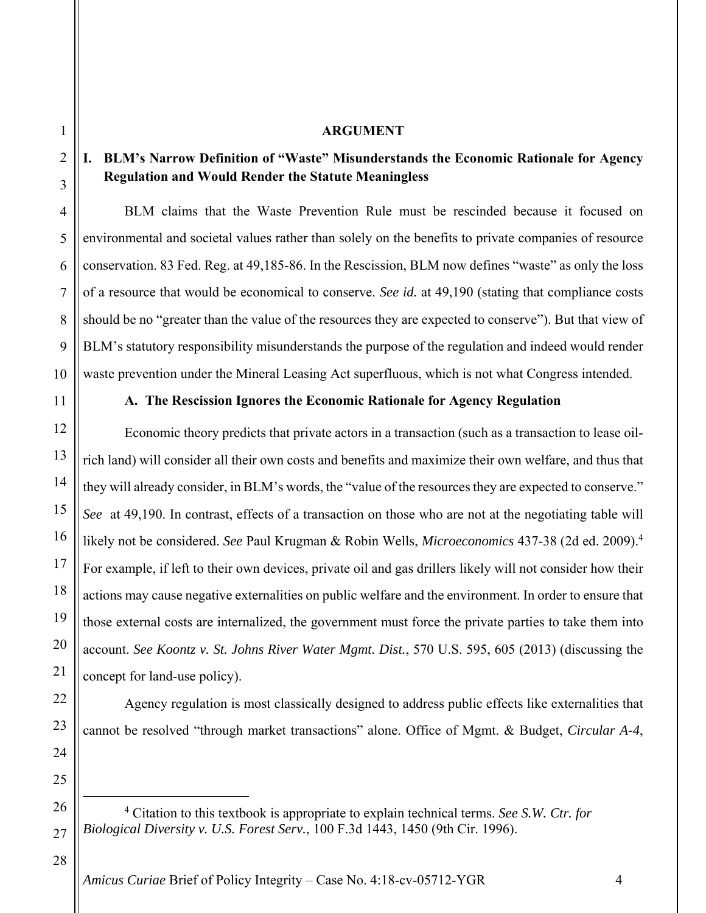## ARGUMENT

### I. BLM's Narrow Definition of "Waste" Misunderstands the Economic Rationale for Agency Regulation and Would Render the Statute Meaningless

BLM claims that the Waste Prevention Rule must be rescinded because it focused on environmental and societal values rather than solely on the benefits to private companies of resource conservation. 83 Fed. Reg. at 49,185-86. In the Rescission, BLM now defines "waste" as only the loss of a resource that would be economical to conserve. *See id.* at 49,190 (stating that compliance costs should be no "greater than the value of the resources they are expected to conserve"). But that view of BLM's statutory responsibility misunderstands the purpose of the regulation and indeed would render waste prevention under the Mineral Leasing Act superfluous, which is not what Congress intended.

#### A. The Rescission Ignores the Economic Rationale for Agency Regulation

Economic theory predicts that private actors in a transaction (such as a transaction to lease oil-rich land) will consider all their own costs and benefits and maximize their own welfare, and thus that they will already consider, in BLM's words, the "value of the resources they are expected to conserve." *See* at 49,190. In contrast, effects of a transaction on those who are not at the negotiating table will likely not be considered. *See* Paul Krugman & Robin Wells, *Microeconomics* 437-38 (2d ed. 2009).[4] For example, if left to their own devices, private oil and gas drillers likely will not consider how their actions may cause negative externalities on public welfare and the environment. In order to ensure that those external costs are internalized, the government must force the private parties to take them into account. *See Koontz v. St. Johns River Water Mgmt. Dist.*, 570 U.S. 595, 605 (2013) (discussing the concept for land-use policy).

Agency regulation is most classically designed to address public effects like externalities that cannot be resolved "through market transactions" alone. Office of Mgmt. & Budget, *Circular A-4*,

[4] Citation to this textbook is appropriate to explain technical terms. *See S.W. Ctr. for Biological Diversity v. U.S. Forest Serv.*, 100 F.3d 1443, 1450 (9th Cir. 1996).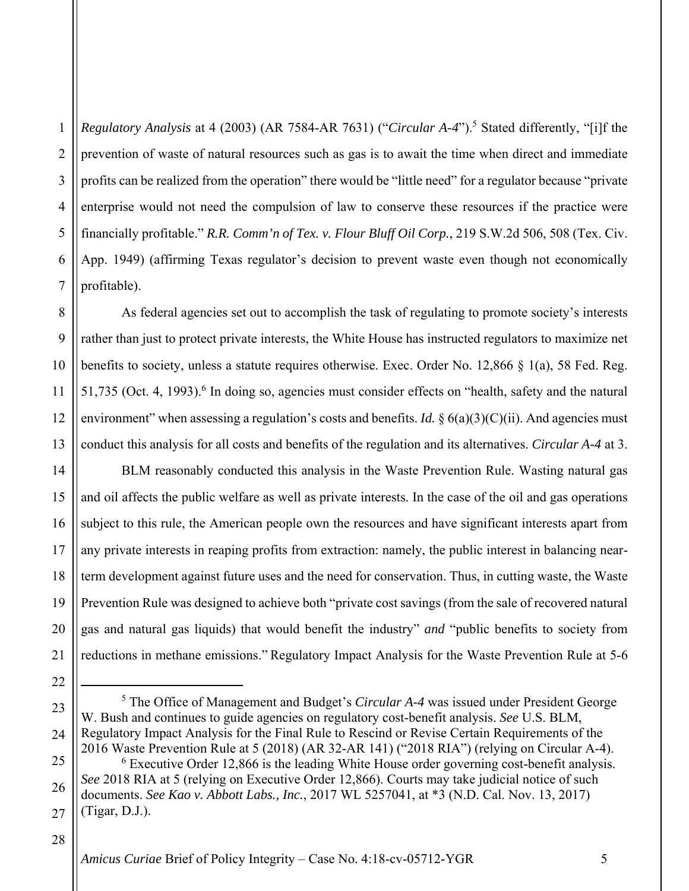*Regulatory Analysis* at 4 (2003) (AR 7584-AR 7631) ("*Circular A-4*").[5] Stated differently, "[i]f the prevention of waste of natural resources such as gas is to await the time when direct and immediate profits can be realized from the operation" there would be "little need" for a regulator because "private enterprise would not need the compulsion of law to conserve these resources if the practice were financially profitable." *R.R. Comm'n of Tex. v. Flour Bluff Oil Corp.*, 219 S.W.2d 506, 508 (Tex. Civ. App. 1949) (affirming Texas regulator's decision to prevent waste even though not economically profitable).

As federal agencies set out to accomplish the task of regulating to promote society's interests rather than just to protect private interests, the White House has instructed regulators to maximize net benefits to society, unless a statute requires otherwise. Exec. Order No. 12,866 § 1(a), 58 Fed. Reg. 51,735 (Oct. 4, 1993).[6] In doing so, agencies must consider effects on "health, safety and the natural environment" when assessing a regulation's costs and benefits. *Id.* § 6(a)(3)(C)(ii). And agencies must conduct this analysis for all costs and benefits of the regulation and its alternatives. *Circular A-4* at 3.

BLM reasonably conducted this analysis in the Waste Prevention Rule. Wasting natural gas and oil affects the public welfare as well as private interests. In the case of the oil and gas operations subject to this rule, the American people own the resources and have significant interests apart from any private interests in reaping profits from extraction: namely, the public interest in balancing near-term development against future uses and the need for conservation. Thus, in cutting waste, the Waste Prevention Rule was designed to achieve both "private cost savings (from the sale of recovered natural gas and natural gas liquids) that would benefit the industry" *and* "public benefits to society from reductions in methane emissions." Regulatory Impact Analysis for the Waste Prevention Rule at 5-6

---

[5] The Office of Management and Budget's *Circular A-4* was issued under President George W. Bush and continues to guide agencies on regulatory cost-benefit analysis. *See* U.S. BLM, Regulatory Impact Analysis for the Final Rule to Rescind or Revise Certain Requirements of the 2016 Waste Prevention Rule at 5 (2018) (AR 32-AR 141) ("2018 RIA") (relying on Circular A-4).

[6] Executive Order 12,866 is the leading White House order governing cost-benefit analysis. *See* 2018 RIA at 5 (relying on Executive Order 12,866). Courts may take judicial notice of such documents. *See Kao v. Abbott Labs., Inc.*, 2017 WL 5257041, at *3 (N.D. Cal. Nov. 13, 2017) (Tigar, D.J.).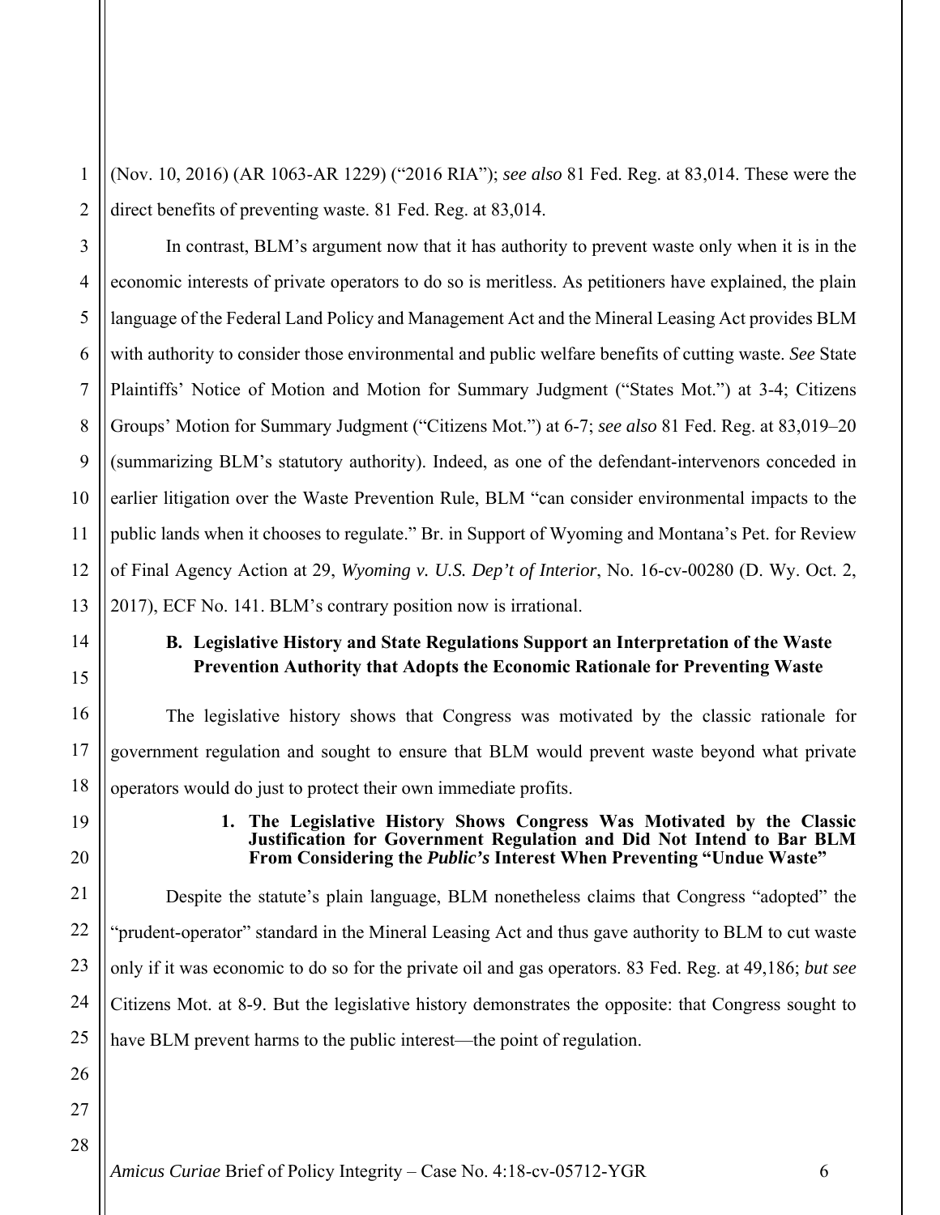(Nov. 10, 2016) (AR 1063-AR 1229) ("2016 RIA"); *see also* 81 Fed. Reg. at 83,014. These were the direct benefits of preventing waste. 81 Fed. Reg. at 83,014.

In contrast, BLM's argument now that it has authority to prevent waste only when it is in the economic interests of private operators to do so is meritless. As petitioners have explained, the plain language of the Federal Land Policy and Management Act and the Mineral Leasing Act provides BLM with authority to consider those environmental and public welfare benefits of cutting waste. *See* State Plaintiffs' Notice of Motion and Motion for Summary Judgment ("States Mot.") at 3-4; Citizens Groups' Motion for Summary Judgment ("Citizens Mot.") at 6-7; *see also* 81 Fed. Reg. at 83,019–20 (summarizing BLM's statutory authority). Indeed, as one of the defendant-intervenors conceded in earlier litigation over the Waste Prevention Rule, BLM "can consider environmental impacts to the public lands when it chooses to regulate." Br. in Support of Wyoming and Montana's Pet. for Review of Final Agency Action at 29, *Wyoming v. U.S. Dep't of Interior*, No. 16-cv-00280 (D. Wy. Oct. 2, 2017), ECF No. 141. BLM's contrary position now is irrational.

## B. Legislative History and State Regulations Support an Interpretation of the Waste Prevention Authority that Adopts the Economic Rationale for Preventing Waste

The legislative history shows that Congress was motivated by the classic rationale for government regulation and sought to ensure that BLM would prevent waste beyond what private operators would do just to protect their own immediate profits.

### 1. The Legislative History Shows Congress Was Motivated by the Classic Justification for Government Regulation and Did Not Intend to Bar BLM From Considering the *Public's* Interest When Preventing "Undue Waste"

Despite the statute's plain language, BLM nonetheless claims that Congress "adopted" the "prudent-operator" standard in the Mineral Leasing Act and thus gave authority to BLM to cut waste only if it was economic to do so for the private oil and gas operators. 83 Fed. Reg. at 49,186; *but see* Citizens Mot. at 8-9. But the legislative history demonstrates the opposite: that Congress sought to have BLM prevent harms to the public interest—the point of regulation.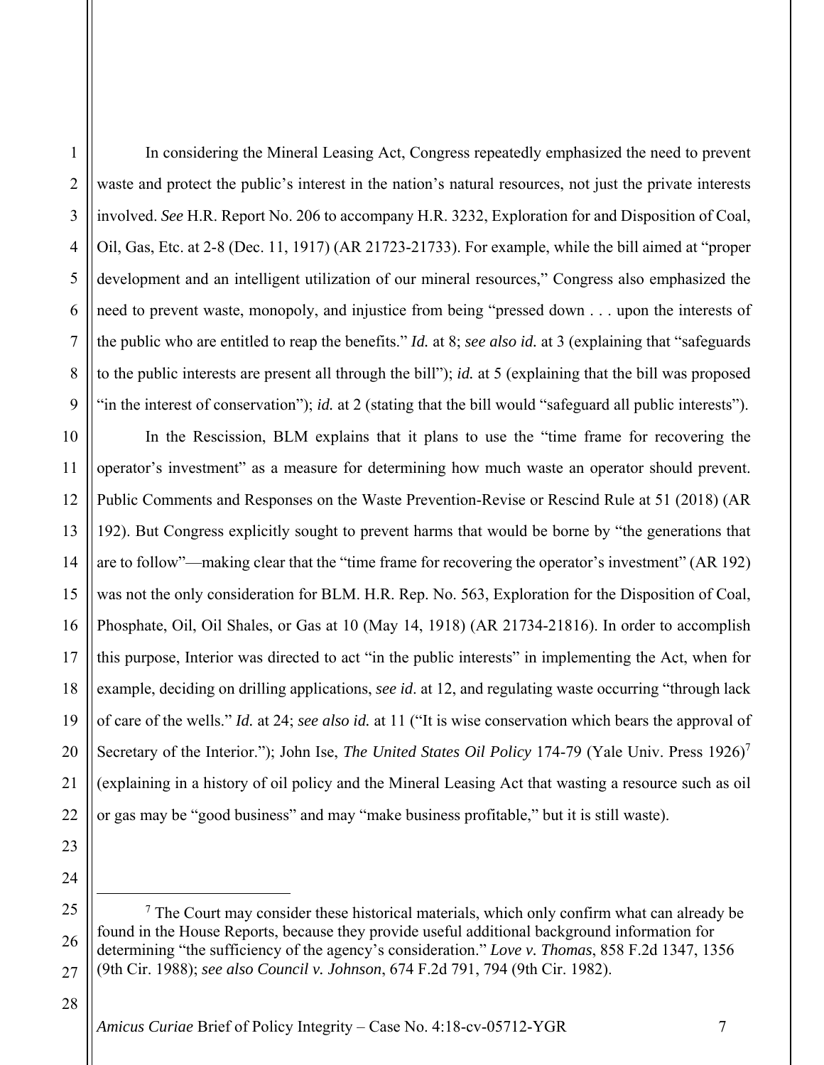In considering the Mineral Leasing Act, Congress repeatedly emphasized the need to prevent waste and protect the public's interest in the nation's natural resources, not just the private interests involved. *See* H.R. Report No. 206 to accompany H.R. 3232, Exploration for and Disposition of Coal, Oil, Gas, Etc. at 2-8 (Dec. 11, 1917) (AR 21723-21733). For example, while the bill aimed at "proper development and an intelligent utilization of our mineral resources," Congress also emphasized the need to prevent waste, monopoly, and injustice from being "pressed down . . . upon the interests of the public who are entitled to reap the benefits." *Id.* at 8; *see also id.* at 3 (explaining that "safeguards to the public interests are present all through the bill"); *id.* at 5 (explaining that the bill was proposed "in the interest of conservation"); *id.* at 2 (stating that the bill would "safeguard all public interests").

In the Rescission, BLM explains that it plans to use the "time frame for recovering the operator's investment" as a measure for determining how much waste an operator should prevent. Public Comments and Responses on the Waste Prevention-Revise or Rescind Rule at 51 (2018) (AR 192). But Congress explicitly sought to prevent harms that would be borne by "the generations that are to follow"—making clear that the "time frame for recovering the operator's investment" (AR 192) was not the only consideration for BLM. H.R. Rep. No. 563, Exploration for the Disposition of Coal, Phosphate, Oil, Oil Shales, or Gas at 10 (May 14, 1918) (AR 21734-21816). In order to accomplish this purpose, Interior was directed to act "in the public interests" in implementing the Act, when for example, deciding on drilling applications, *see id*. at 12, and regulating waste occurring "through lack of care of the wells." *Id.* at 24; *see also id.* at 11 ("It is wise conservation which bears the approval of Secretary of the Interior."); John Ise, *The United States Oil Policy* 174-79 (Yale Univ. Press 1926)[7] (explaining in a history of oil policy and the Mineral Leasing Act that wasting a resource such as oil or gas may be "good business" and may "make business profitable," but it is still waste).

[7] The Court may consider these historical materials, which only confirm what can already be found in the House Reports, because they provide useful additional background information for determining "the sufficiency of the agency's consideration." *Love v. Thomas*, 858 F.2d 1347, 1356 (9th Cir. 1988); *see also Council v. Johnson*, 674 F.2d 791, 794 (9th Cir. 1982).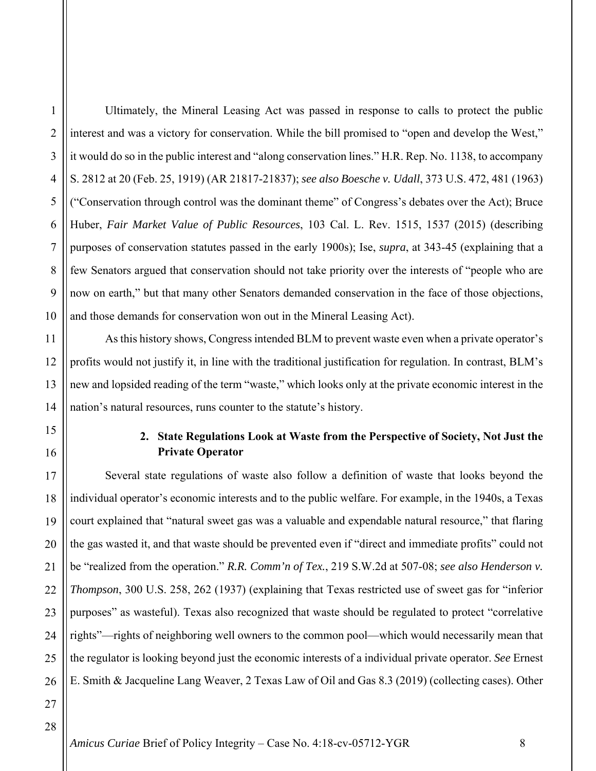Ultimately, the Mineral Leasing Act was passed in response to calls to protect the public interest and was a victory for conservation. While the bill promised to "open and develop the West," it would do so in the public interest and "along conservation lines." H.R. Rep. No. 1138, to accompany S. 2812 at 20 (Feb. 25, 1919) (AR 21817-21837); *see also Boesche v. Udall*, 373 U.S. 472, 481 (1963) ("Conservation through control was the dominant theme" of Congress's debates over the Act); Bruce Huber, *Fair Market Value of Public Resources*, 103 Cal. L. Rev. 1515, 1537 (2015) (describing purposes of conservation statutes passed in the early 1900s); Ise, *supra*, at 343-45 (explaining that a few Senators argued that conservation should not take priority over the interests of "people who are now on earth," but that many other Senators demanded conservation in the face of those objections, and those demands for conservation won out in the Mineral Leasing Act).

As this history shows, Congress intended BLM to prevent waste even when a private operator's profits would not justify it, in line with the traditional justification for regulation. In contrast, BLM's new and lopsided reading of the term "waste," which looks only at the private economic interest in the nation's natural resources, runs counter to the statute's history.

### 2. State Regulations Look at Waste from the Perspective of Society, Not Just the Private Operator

Several state regulations of waste also follow a definition of waste that looks beyond the individual operator's economic interests and to the public welfare. For example, in the 1940s, a Texas court explained that "natural sweet gas was a valuable and expendable natural resource," that flaring the gas wasted it, and that waste should be prevented even if "direct and immediate profits" could not be "realized from the operation." *R.R. Comm'n of Tex.*, 219 S.W.2d at 507-08; *see also Henderson v. Thompson*, 300 U.S. 258, 262 (1937) (explaining that Texas restricted use of sweet gas for "inferior purposes" as wasteful). Texas also recognized that waste should be regulated to protect "correlative rights"—rights of neighboring well owners to the common pool—which would necessarily mean that the regulator is looking beyond just the economic interests of a individual private operator. *See* Ernest E. Smith & Jacqueline Lang Weaver, 2 Texas Law of Oil and Gas 8.3 (2019) (collecting cases). Other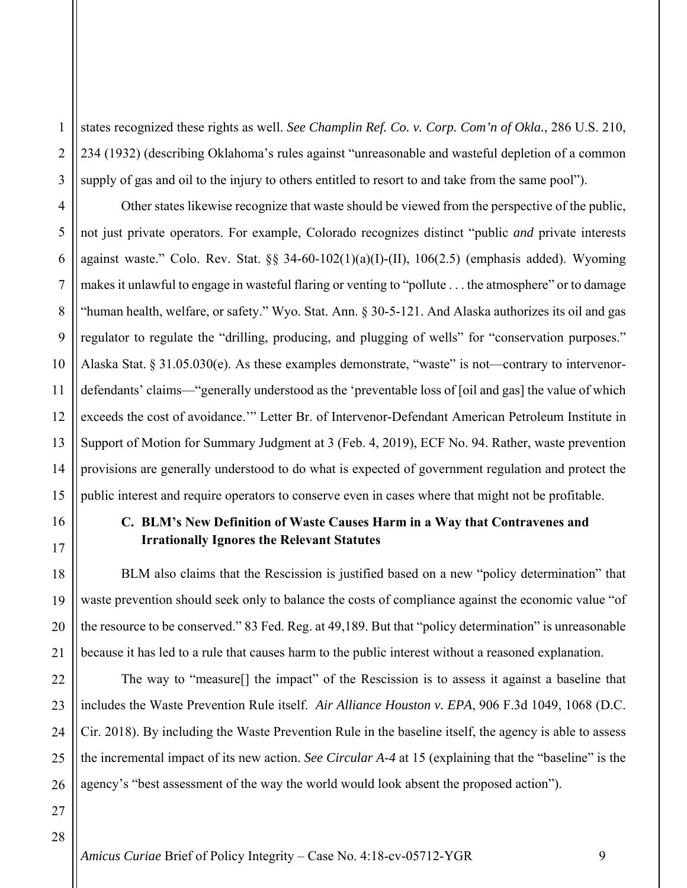states recognized these rights as well. *See Champlin Ref. Co. v. Corp. Com'n of Okla.*, 286 U.S. 210, 234 (1932) (describing Oklahoma's rules against "unreasonable and wasteful depletion of a common supply of gas and oil to the injury to others entitled to resort to and take from the same pool").

Other states likewise recognize that waste should be viewed from the perspective of the public, not just private operators. For example, Colorado recognizes distinct "public *and* private interests against waste." Colo. Rev. Stat. §§ 34-60-102(1)(a)(I)-(II), 106(2.5) (emphasis added). Wyoming makes it unlawful to engage in wasteful flaring or venting to "pollute . . . the atmosphere" or to damage "human health, welfare, or safety." Wyo. Stat. Ann. § 30-5-121. And Alaska authorizes its oil and gas regulator to regulate the "drilling, producing, and plugging of wells" for "conservation purposes." Alaska Stat. § 31.05.030(e). As these examples demonstrate, "waste" is not—contrary to intervenor-defendants' claims—"generally understood as the 'preventable loss of [oil and gas] the value of which exceeds the cost of avoidance.'" Letter Br. of Intervenor-Defendant American Petroleum Institute in Support of Motion for Summary Judgment at 3 (Feb. 4, 2019), ECF No. 94. Rather, waste prevention provisions are generally understood to do what is expected of government regulation and protect the public interest and require operators to conserve even in cases where that might not be profitable.

### C. BLM's New Definition of Waste Causes Harm in a Way that Contravenes and Irrationally Ignores the Relevant Statutes

BLM also claims that the Rescission is justified based on a new "policy determination" that waste prevention should seek only to balance the costs of compliance against the economic value "of the resource to be conserved." 83 Fed. Reg. at 49,189. But that "policy determination" is unreasonable because it has led to a rule that causes harm to the public interest without a reasoned explanation.

The way to "measure[] the impact" of the Rescission is to assess it against a baseline that includes the Waste Prevention Rule itself. *Air Alliance Houston v. EPA*, 906 F.3d 1049, 1068 (D.C. Cir. 2018). By including the Waste Prevention Rule in the baseline itself, the agency is able to assess the incremental impact of its new action. *See Circular A-4* at 15 (explaining that the "baseline" is the agency's "best assessment of the way the world would look absent the proposed action").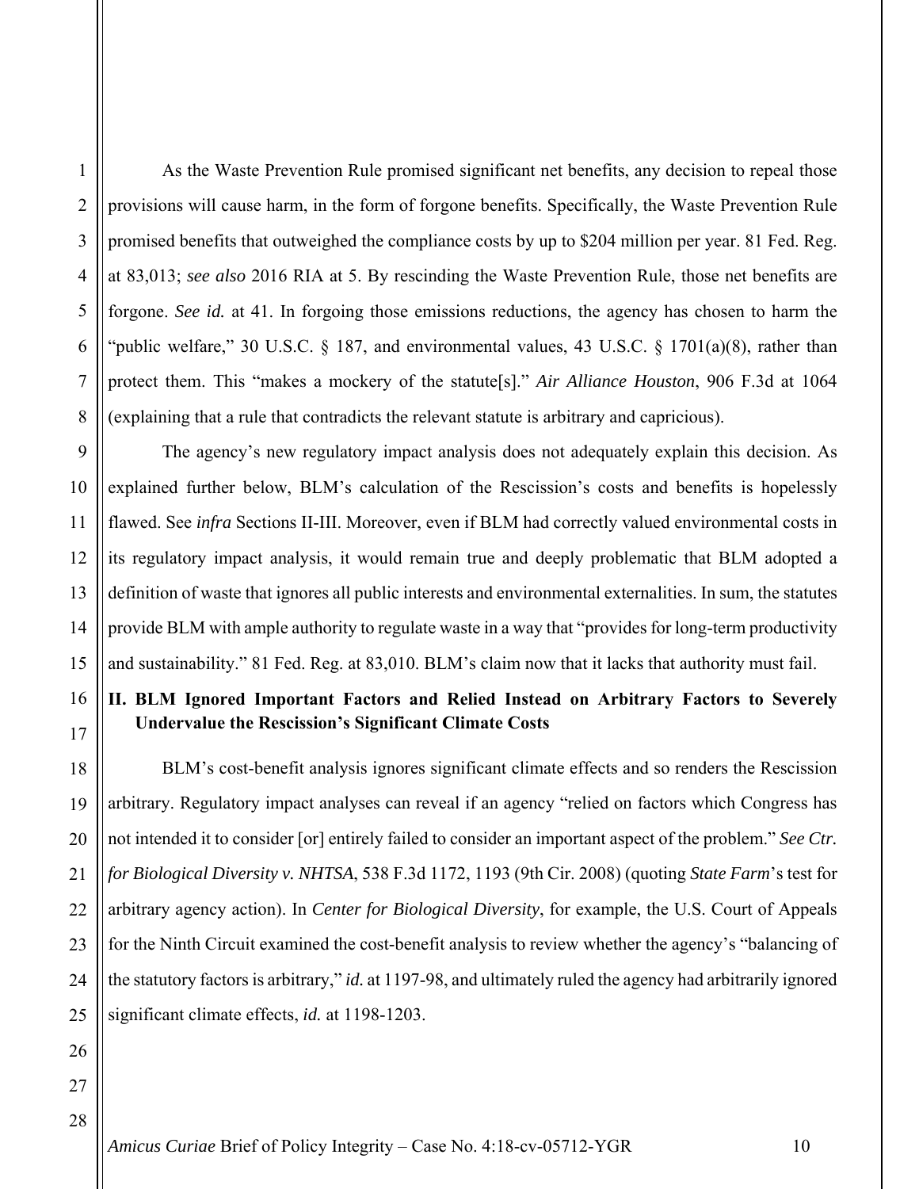As the Waste Prevention Rule promised significant net benefits, any decision to repeal those provisions will cause harm, in the form of forgone benefits. Specifically, the Waste Prevention Rule promised benefits that outweighed the compliance costs by up to $204 million per year. 81 Fed. Reg. at 83,013; *see also* 2016 RIA at 5. By rescinding the Waste Prevention Rule, those net benefits are forgone. *See id.* at 41. In forgoing those emissions reductions, the agency has chosen to harm the "public welfare," 30 U.S.C. § 187, and environmental values, 43 U.S.C. § 1701(a)(8), rather than protect them. This "makes a mockery of the statute[s]." *Air Alliance Houston*, 906 F.3d at 1064 (explaining that a rule that contradicts the relevant statute is arbitrary and capricious).

The agency's new regulatory impact analysis does not adequately explain this decision. As explained further below, BLM's calculation of the Rescission's costs and benefits is hopelessly flawed. See *infra* Sections II-III. Moreover, even if BLM had correctly valued environmental costs in its regulatory impact analysis, it would remain true and deeply problematic that BLM adopted a definition of waste that ignores all public interests and environmental externalities. In sum, the statutes provide BLM with ample authority to regulate waste in a way that "provides for long-term productivity and sustainability." 81 Fed. Reg. at 83,010. BLM's claim now that it lacks that authority must fail.

## II. BLM Ignored Important Factors and Relied Instead on Arbitrary Factors to Severely Undervalue the Rescission's Significant Climate Costs

BLM's cost-benefit analysis ignores significant climate effects and so renders the Rescission arbitrary. Regulatory impact analyses can reveal if an agency "relied on factors which Congress has not intended it to consider [or] entirely failed to consider an important aspect of the problem." *See Ctr. for Biological Diversity v. NHTSA*, 538 F.3d 1172, 1193 (9th Cir. 2008) (quoting *State Farm*'s test for arbitrary agency action). In *Center for Biological Diversity*, for example, the U.S. Court of Appeals for the Ninth Circuit examined the cost-benefit analysis to review whether the agency's "balancing of the statutory factors is arbitrary," *id.* at 1197-98, and ultimately ruled the agency had arbitrarily ignored significant climate effects, *id.* at 1198-1203.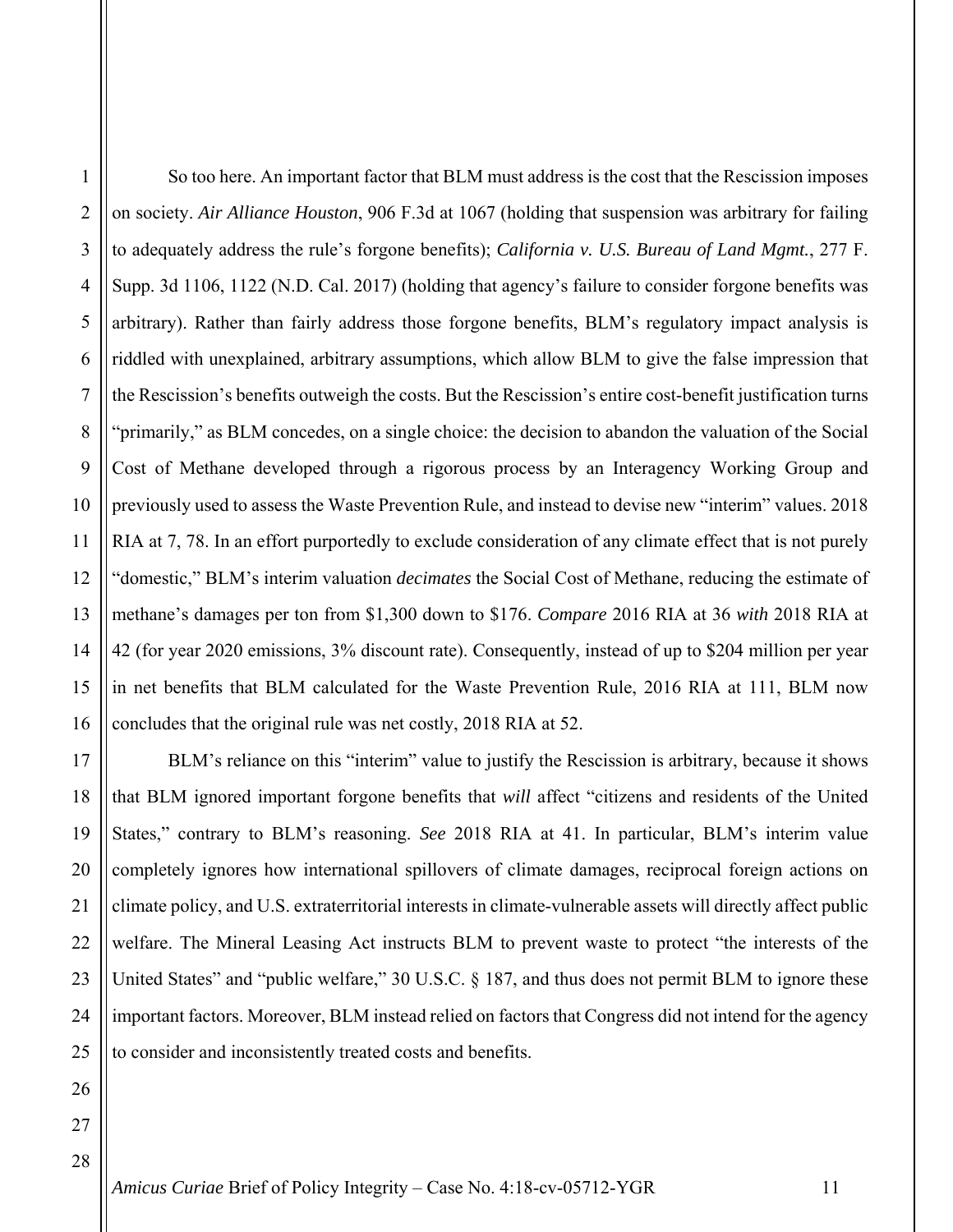So too here. An important factor that BLM must address is the cost that the Rescission imposes on society. *Air Alliance Houston*, 906 F.3d at 1067 (holding that suspension was arbitrary for failing to adequately address the rule's forgone benefits); *California v. U.S. Bureau of Land Mgmt.*, 277 F. Supp. 3d 1106, 1122 (N.D. Cal. 2017) (holding that agency's failure to consider forgone benefits was arbitrary). Rather than fairly address those forgone benefits, BLM's regulatory impact analysis is riddled with unexplained, arbitrary assumptions, which allow BLM to give the false impression that the Rescission's benefits outweigh the costs. But the Rescission's entire cost-benefit justification turns "primarily," as BLM concedes, on a single choice: the decision to abandon the valuation of the Social Cost of Methane developed through a rigorous process by an Interagency Working Group and previously used to assess the Waste Prevention Rule, and instead to devise new "interim" values. 2018 RIA at 7, 78. In an effort purportedly to exclude consideration of any climate effect that is not purely "domestic," BLM's interim valuation *decimates* the Social Cost of Methane, reducing the estimate of methane's damages per ton from $1,300 down to $176. *Compare* 2016 RIA at 36 *with* 2018 RIA at 42 (for year 2020 emissions, 3% discount rate). Consequently, instead of up to $204 million per year in net benefits that BLM calculated for the Waste Prevention Rule, 2016 RIA at 111, BLM now concludes that the original rule was net costly, 2018 RIA at 52.

BLM's reliance on this "interim" value to justify the Rescission is arbitrary, because it shows that BLM ignored important forgone benefits that *will* affect "citizens and residents of the United States," contrary to BLM's reasoning. *See* 2018 RIA at 41. In particular, BLM's interim value completely ignores how international spillovers of climate damages, reciprocal foreign actions on climate policy, and U.S. extraterritorial interests in climate-vulnerable assets will directly affect public welfare. The Mineral Leasing Act instructs BLM to prevent waste to protect "the interests of the United States" and "public welfare," 30 U.S.C. § 187, and thus does not permit BLM to ignore these important factors. Moreover, BLM instead relied on factors that Congress did not intend for the agency to consider and inconsistently treated costs and benefits.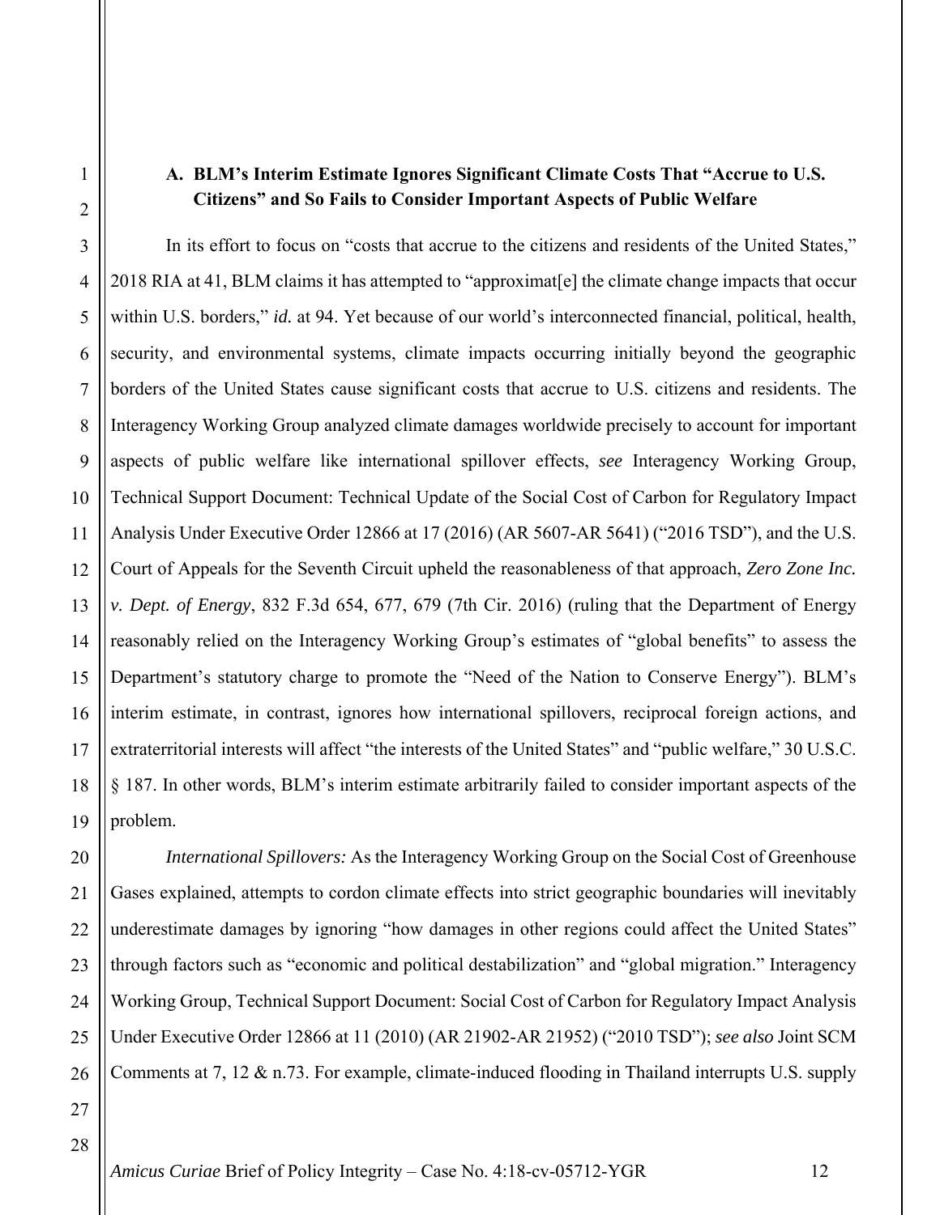### A. BLM's Interim Estimate Ignores Significant Climate Costs That "Accrue to U.S. Citizens" and So Fails to Consider Important Aspects of Public Welfare

In its effort to focus on "costs that accrue to the citizens and residents of the United States," 2018 RIA at 41, BLM claims it has attempted to "approximat[e] the climate change impacts that occur within U.S. borders," *id.* at 94. Yet because of our world's interconnected financial, political, health, security, and environmental systems, climate impacts occurring initially beyond the geographic borders of the United States cause significant costs that accrue to U.S. citizens and residents. The Interagency Working Group analyzed climate damages worldwide precisely to account for important aspects of public welfare like international spillover effects, *see* Interagency Working Group, Technical Support Document: Technical Update of the Social Cost of Carbon for Regulatory Impact Analysis Under Executive Order 12866 at 17 (2016) (AR 5607-AR 5641) ("2016 TSD"), and the U.S. Court of Appeals for the Seventh Circuit upheld the reasonableness of that approach, *Zero Zone Inc. v. Dept. of Energy*, 832 F.3d 654, 677, 679 (7th Cir. 2016) (ruling that the Department of Energy reasonably relied on the Interagency Working Group's estimates of "global benefits" to assess the Department's statutory charge to promote the "Need of the Nation to Conserve Energy"). BLM's interim estimate, in contrast, ignores how international spillovers, reciprocal foreign actions, and extraterritorial interests will affect "the interests of the United States" and "public welfare," 30 U.S.C. § 187. In other words, BLM's interim estimate arbitrarily failed to consider important aspects of the problem.

*International Spillovers:* As the Interagency Working Group on the Social Cost of Greenhouse Gases explained, attempts to cordon climate effects into strict geographic boundaries will inevitably underestimate damages by ignoring "how damages in other regions could affect the United States" through factors such as "economic and political destabilization" and "global migration." Interagency Working Group, Technical Support Document: Social Cost of Carbon for Regulatory Impact Analysis Under Executive Order 12866 at 11 (2010) (AR 21902-AR 21952) ("2010 TSD"); *see also* Joint SCM Comments at 7, 12 & n.73. For example, climate-induced flooding in Thailand interrupts U.S. supply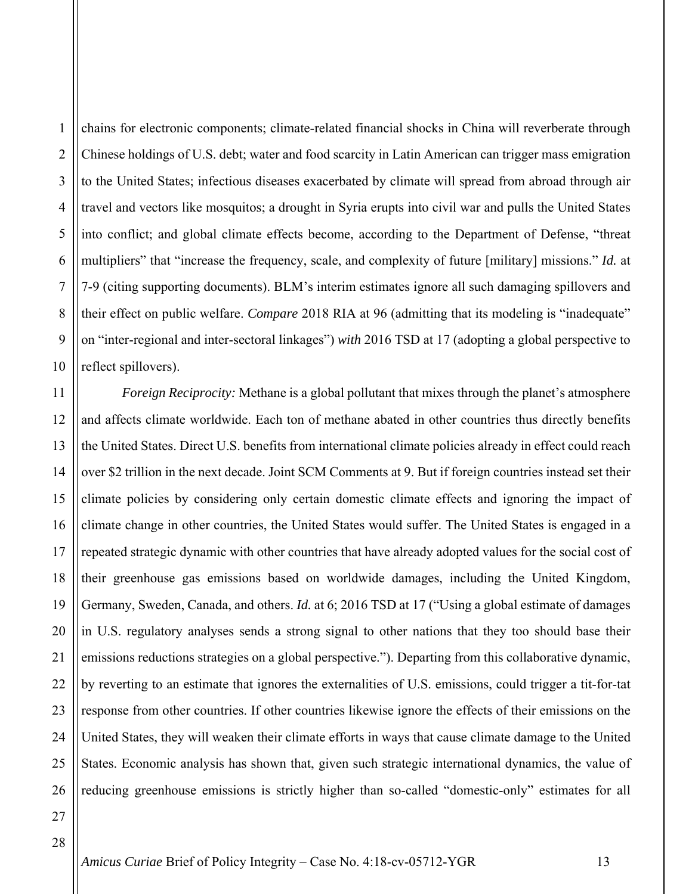chains for electronic components; climate-related financial shocks in China will reverberate through Chinese holdings of U.S. debt; water and food scarcity in Latin American can trigger mass emigration to the United States; infectious diseases exacerbated by climate will spread from abroad through air travel and vectors like mosquitos; a drought in Syria erupts into civil war and pulls the United States into conflict; and global climate effects become, according to the Department of Defense, "threat multipliers" that "increase the frequency, scale, and complexity of future [military] missions." *Id.* at 7-9 (citing supporting documents). BLM's interim estimates ignore all such damaging spillovers and their effect on public welfare. *Compare* 2018 RIA at 96 (admitting that its modeling is "inadequate" on "inter-regional and inter-sectoral linkages") *with* 2016 TSD at 17 (adopting a global perspective to reflect spillovers).

*Foreign Reciprocity:* Methane is a global pollutant that mixes through the planet's atmosphere and affects climate worldwide. Each ton of methane abated in other countries thus directly benefits the United States. Direct U.S. benefits from international climate policies already in effect could reach over $2 trillion in the next decade. Joint SCM Comments at 9. But if foreign countries instead set their climate policies by considering only certain domestic climate effects and ignoring the impact of climate change in other countries, the United States would suffer. The United States is engaged in a repeated strategic dynamic with other countries that have already adopted values for the social cost of their greenhouse gas emissions based on worldwide damages, including the United Kingdom, Germany, Sweden, Canada, and others. *Id.* at 6; 2016 TSD at 17 ("Using a global estimate of damages in U.S. regulatory analyses sends a strong signal to other nations that they too should base their emissions reductions strategies on a global perspective."). Departing from this collaborative dynamic, by reverting to an estimate that ignores the externalities of U.S. emissions, could trigger a tit-for-tat response from other countries. If other countries likewise ignore the effects of their emissions on the United States, they will weaken their climate efforts in ways that cause climate damage to the United States. Economic analysis has shown that, given such strategic international dynamics, the value of reducing greenhouse emissions is strictly higher than so-called "domestic-only" estimates for all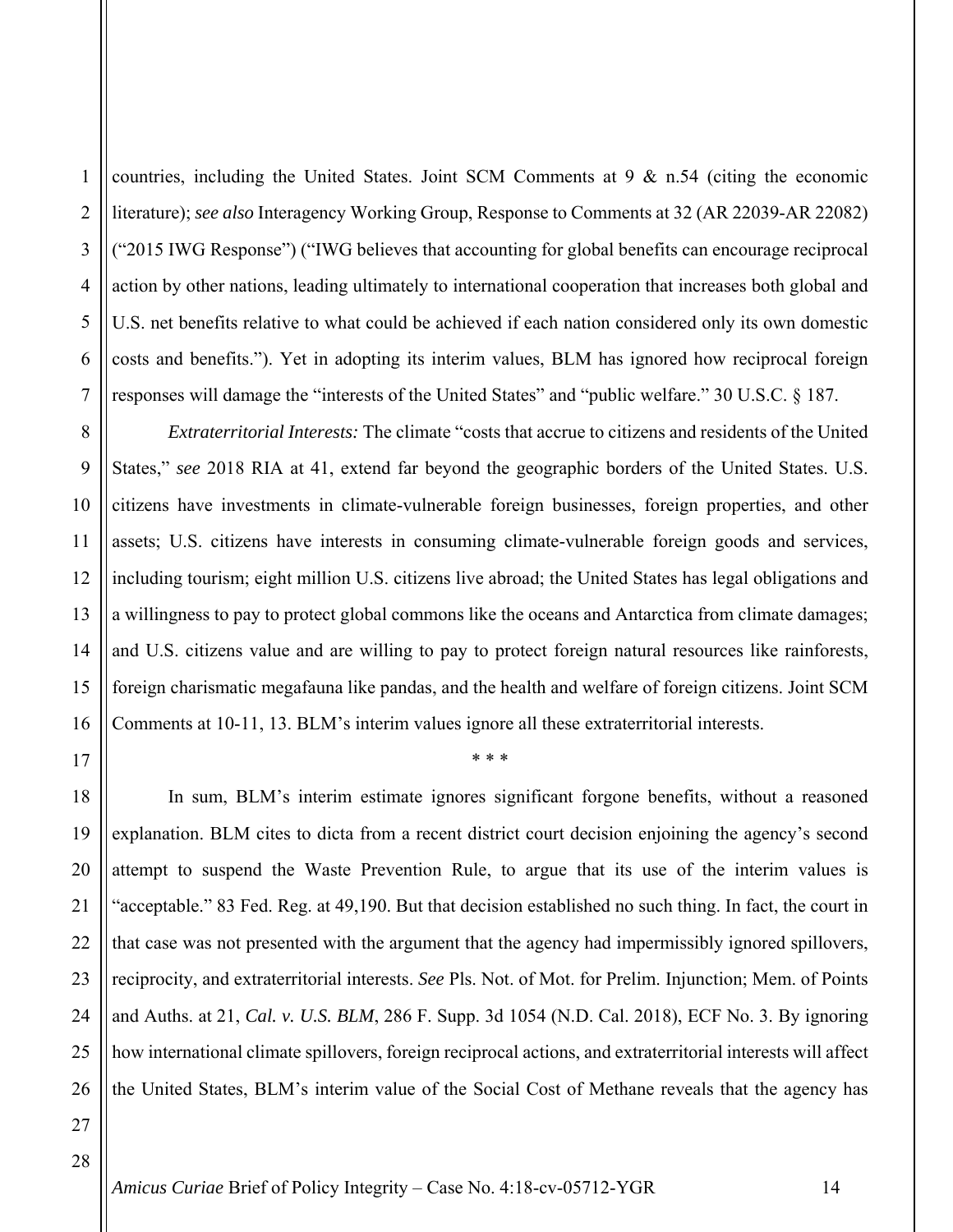countries, including the United States. Joint SCM Comments at 9 & n.54 (citing the economic literature); *see also* Interagency Working Group, Response to Comments at 32 (AR 22039-AR 22082) ("2015 IWG Response") ("IWG believes that accounting for global benefits can encourage reciprocal action by other nations, leading ultimately to international cooperation that increases both global and U.S. net benefits relative to what could be achieved if each nation considered only its own domestic costs and benefits."). Yet in adopting its interim values, BLM has ignored how reciprocal foreign responses will damage the "interests of the United States" and "public welfare." 30 U.S.C. § 187.

*Extraterritorial Interests:* The climate "costs that accrue to citizens and residents of the United States," *see* 2018 RIA at 41, extend far beyond the geographic borders of the United States. U.S. citizens have investments in climate-vulnerable foreign businesses, foreign properties, and other assets; U.S. citizens have interests in consuming climate-vulnerable foreign goods and services, including tourism; eight million U.S. citizens live abroad; the United States has legal obligations and a willingness to pay to protect global commons like the oceans and Antarctica from climate damages; and U.S. citizens value and are willing to pay to protect foreign natural resources like rainforests, foreign charismatic megafauna like pandas, and the health and welfare of foreign citizens. Joint SCM Comments at 10-11, 13. BLM's interim values ignore all these extraterritorial interests.

\* \* \*

In sum, BLM's interim estimate ignores significant forgone benefits, without a reasoned explanation. BLM cites to dicta from a recent district court decision enjoining the agency's second attempt to suspend the Waste Prevention Rule, to argue that its use of the interim values is "acceptable." 83 Fed. Reg. at 49,190. But that decision established no such thing. In fact, the court in that case was not presented with the argument that the agency had impermissibly ignored spillovers, reciprocity, and extraterritorial interests. *See* Pls. Not. of Mot. for Prelim. Injunction; Mem. of Points and Auths. at 21, *Cal. v. U.S. BLM*, 286 F. Supp. 3d 1054 (N.D. Cal. 2018), ECF No. 3. By ignoring how international climate spillovers, foreign reciprocal actions, and extraterritorial interests will affect the United States, BLM's interim value of the Social Cost of Methane reveals that the agency has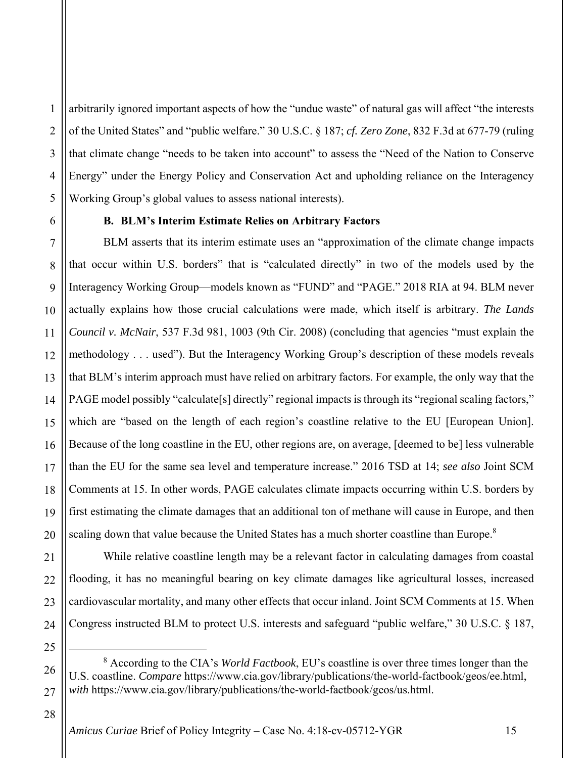arbitrarily ignored important aspects of how the "undue waste" of natural gas will affect "the interests of the United States" and "public welfare." 30 U.S.C. § 187; *cf. Zero Zone*, 832 F.3d at 677-79 (ruling that climate change "needs to be taken into account" to assess the "Need of the Nation to Conserve Energy" under the Energy Policy and Conservation Act and upholding reliance on the Interagency Working Group's global values to assess national interests).

### B. BLM's Interim Estimate Relies on Arbitrary Factors

BLM asserts that its interim estimate uses an "approximation of the climate change impacts that occur within U.S. borders" that is "calculated directly" in two of the models used by the Interagency Working Group—models known as "FUND" and "PAGE." 2018 RIA at 94. BLM never actually explains how those crucial calculations were made, which itself is arbitrary. *The Lands Council v. McNair*, 537 F.3d 981, 1003 (9th Cir. 2008) (concluding that agencies "must explain the methodology . . . used"). But the Interagency Working Group's description of these models reveals that BLM's interim approach must have relied on arbitrary factors. For example, the only way that the PAGE model possibly "calculate[s] directly" regional impacts is through its "regional scaling factors," which are "based on the length of each region's coastline relative to the EU [European Union]. Because of the long coastline in the EU, other regions are, on average, [deemed to be] less vulnerable than the EU for the same sea level and temperature increase." 2016 TSD at 14; *see also* Joint SCM Comments at 15. In other words, PAGE calculates climate impacts occurring within U.S. borders by first estimating the climate damages that an additional ton of methane will cause in Europe, and then scaling down that value because the United States has a much shorter coastline than Europe.[8]

While relative coastline length may be a relevant factor in calculating damages from coastal flooding, it has no meaningful bearing on key climate damages like agricultural losses, increased cardiovascular mortality, and many other effects that occur inland. Joint SCM Comments at 15. When Congress instructed BLM to protect U.S. interests and safeguard "public welfare," 30 U.S.C. § 187,

---

[8] According to the CIA's *World Factbook*, EU's coastline is over three times longer than the U.S. coastline. *Compare* https://www.cia.gov/library/publications/the-world-factbook/geos/ee.html, *with* https://www.cia.gov/library/publications/the-world-factbook/geos/us.html.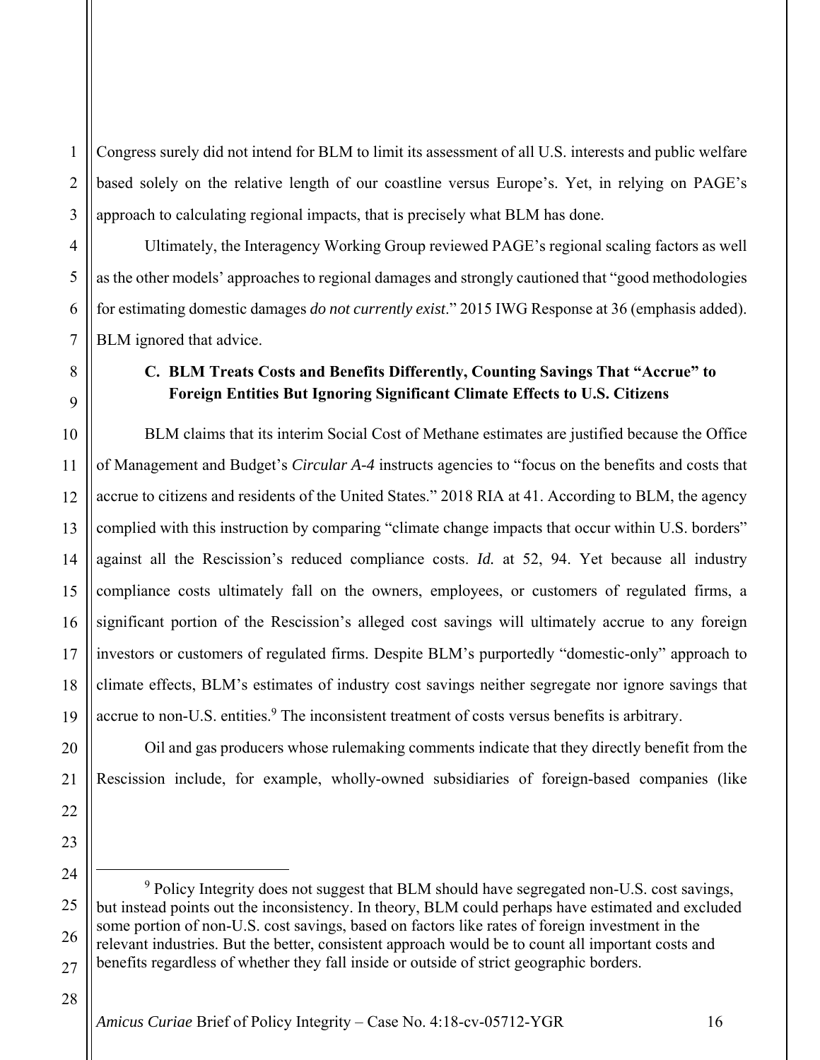Congress surely did not intend for BLM to limit its assessment of all U.S. interests and public welfare based solely on the relative length of our coastline versus Europe's. Yet, in relying on PAGE's approach to calculating regional impacts, that is precisely what BLM has done.

Ultimately, the Interagency Working Group reviewed PAGE's regional scaling factors as well as the other models' approaches to regional damages and strongly cautioned that "good methodologies for estimating domestic damages *do not currently exist*." 2015 IWG Response at 36 (emphasis added). BLM ignored that advice.

### C. BLM Treats Costs and Benefits Differently, Counting Savings That "Accrue" to Foreign Entities But Ignoring Significant Climate Effects to U.S. Citizens

BLM claims that its interim Social Cost of Methane estimates are justified because the Office of Management and Budget's *Circular A-4* instructs agencies to "focus on the benefits and costs that accrue to citizens and residents of the United States." 2018 RIA at 41. According to BLM, the agency complied with this instruction by comparing "climate change impacts that occur within U.S. borders" against all the Rescission's reduced compliance costs. *Id.* at 52, 94. Yet because all industry compliance costs ultimately fall on the owners, employees, or customers of regulated firms, a significant portion of the Rescission's alleged cost savings will ultimately accrue to any foreign investors or customers of regulated firms. Despite BLM's purportedly "domestic-only" approach to climate effects, BLM's estimates of industry cost savings neither segregate nor ignore savings that accrue to non-U.S. entities.[9] The inconsistent treatment of costs versus benefits is arbitrary.

Oil and gas producers whose rulemaking comments indicate that they directly benefit from the Rescission include, for example, wholly-owned subsidiaries of foreign-based companies (like

---

[9] Policy Integrity does not suggest that BLM should have segregated non-U.S. cost savings, but instead points out the inconsistency. In theory, BLM could perhaps have estimated and excluded some portion of non-U.S. cost savings, based on factors like rates of foreign investment in the relevant industries. But the better, consistent approach would be to count all important costs and benefits regardless of whether they fall inside or outside of strict geographic borders.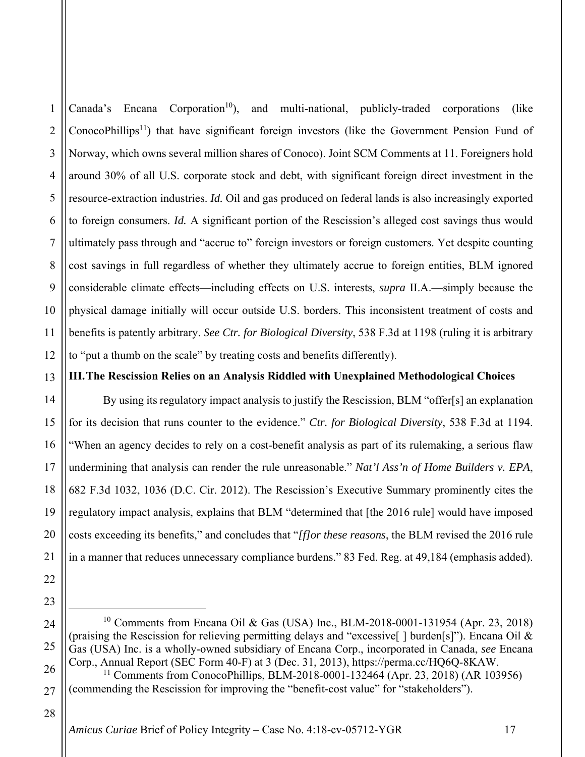Canada's Encana Corporation[10]), and multi-national, publicly-traded corporations (like ConocoPhillips[11]) that have significant foreign investors (like the Government Pension Fund of Norway, which owns several million shares of Conoco). Joint SCM Comments at 11. Foreigners hold around 30% of all U.S. corporate stock and debt, with significant foreign direct investment in the resource-extraction industries. *Id.* Oil and gas produced on federal lands is also increasingly exported to foreign consumers. *Id.* A significant portion of the Rescission's alleged cost savings thus would ultimately pass through and "accrue to" foreign investors or foreign customers. Yet despite counting cost savings in full regardless of whether they ultimately accrue to foreign entities, BLM ignored considerable climate effects—including effects on U.S. interests, *supra* II.A.—simply because the physical damage initially will occur outside U.S. borders. This inconsistent treatment of costs and benefits is patently arbitrary. *See Ctr. for Biological Diversity*, 538 F.3d at 1198 (ruling it is arbitrary to "put a thumb on the scale" by treating costs and benefits differently).

## III. The Rescission Relies on an Analysis Riddled with Unexplained Methodological Choices

By using its regulatory impact analysis to justify the Rescission, BLM "offer[s] an explanation for its decision that runs counter to the evidence." *Ctr. for Biological Diversity*, 538 F.3d at 1194. "When an agency decides to rely on a cost-benefit analysis as part of its rulemaking, a serious flaw undermining that analysis can render the rule unreasonable." *Nat'l Ass'n of Home Builders v. EPA*, 682 F.3d 1032, 1036 (D.C. Cir. 2012). The Rescission's Executive Summary prominently cites the regulatory impact analysis, explains that BLM "determined that [the 2016 rule] would have imposed costs exceeding its benefits," and concludes that "*[f]or these reasons*, the BLM revised the 2016 rule in a manner that reduces unnecessary compliance burdens." 83 Fed. Reg. at 49,184 (emphasis added).

---

[10] Comments from Encana Oil & Gas (USA) Inc., BLM-2018-0001-131954 (Apr. 23, 2018) (praising the Rescission for relieving permitting delays and "excessive[ ] burden[s]"). Encana Oil & Gas (USA) Inc. is a wholly-owned subsidiary of Encana Corp., incorporated in Canada, *see* Encana Corp., Annual Report (SEC Form 40-F) at 3 (Dec. 31, 2013), https://perma.cc/HQ6Q-8KAW.

[11] Comments from ConocoPhillips, BLM-2018-0001-132464 (Apr. 23, 2018) (AR 103956) (commending the Rescission for improving the "benefit-cost value" for "stakeholders").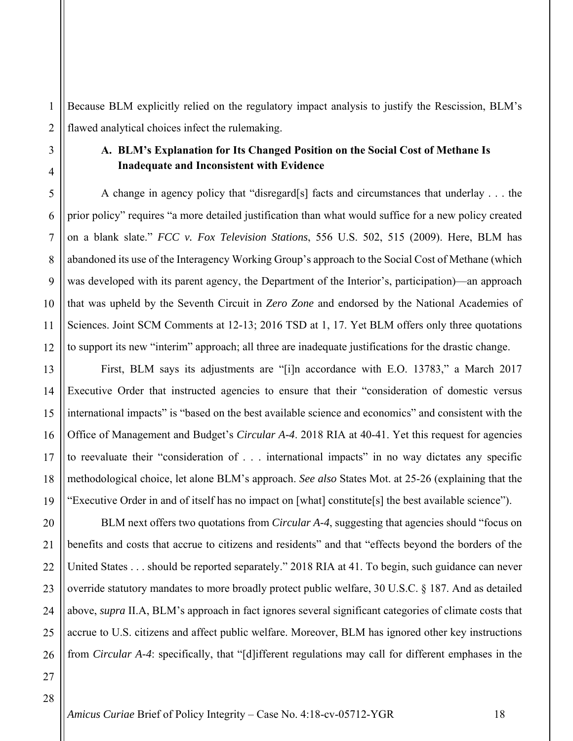Because BLM explicitly relied on the regulatory impact analysis to justify the Rescission, BLM's flawed analytical choices infect the rulemaking.

### A. BLM's Explanation for Its Changed Position on the Social Cost of Methane Is Inadequate and Inconsistent with Evidence

A change in agency policy that "disregard[s] facts and circumstances that underlay . . . the prior policy" requires "a more detailed justification than what would suffice for a new policy created on a blank slate." *FCC v. Fox Television Stations*, 556 U.S. 502, 515 (2009). Here, BLM has abandoned its use of the Interagency Working Group's approach to the Social Cost of Methane (which was developed with its parent agency, the Department of the Interior's, participation)—an approach that was upheld by the Seventh Circuit in *Zero Zone* and endorsed by the National Academies of Sciences. Joint SCM Comments at 12-13; 2016 TSD at 1, 17. Yet BLM offers only three quotations to support its new "interim" approach; all three are inadequate justifications for the drastic change.

First, BLM says its adjustments are "[i]n accordance with E.O. 13783," a March 2017 Executive Order that instructed agencies to ensure that their "consideration of domestic versus international impacts" is "based on the best available science and economics" and consistent with the Office of Management and Budget's *Circular A-4*. 2018 RIA at 40-41. Yet this request for agencies to reevaluate their "consideration of . . . international impacts" in no way dictates any specific methodological choice, let alone BLM's approach. *See also* States Mot. at 25-26 (explaining that the "Executive Order in and of itself has no impact on [what] constitute[s] the best available science").

BLM next offers two quotations from *Circular A-4*, suggesting that agencies should "focus on benefits and costs that accrue to citizens and residents" and that "effects beyond the borders of the United States . . . should be reported separately." 2018 RIA at 41. To begin, such guidance can never override statutory mandates to more broadly protect public welfare, 30 U.S.C. § 187. And as detailed above, *supra* II.A, BLM's approach in fact ignores several significant categories of climate costs that accrue to U.S. citizens and affect public welfare. Moreover, BLM has ignored other key instructions from *Circular A-4*: specifically, that "[d]ifferent regulations may call for different emphases in the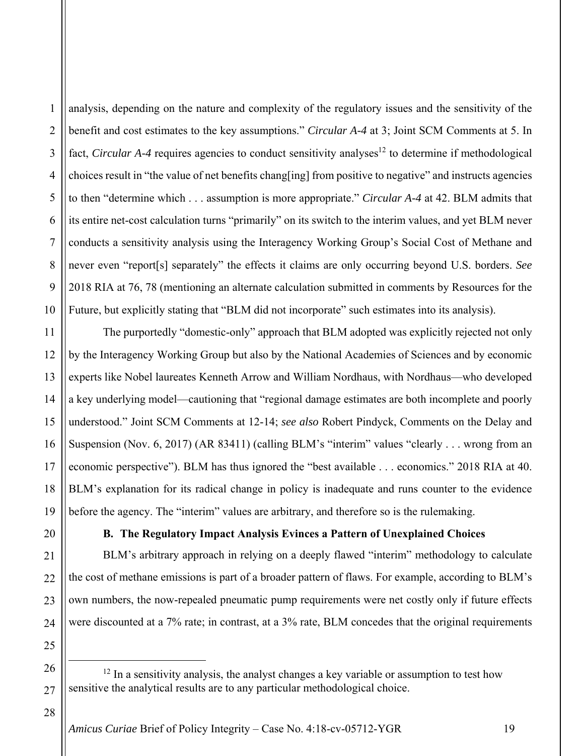analysis, depending on the nature and complexity of the regulatory issues and the sensitivity of the benefit and cost estimates to the key assumptions." *Circular A-4* at 3; Joint SCM Comments at 5. In fact, *Circular A-4* requires agencies to conduct sensitivity analyses[12] to determine if methodological choices result in "the value of net benefits chang[ing] from positive to negative" and instructs agencies to then "determine which . . . assumption is more appropriate." *Circular A-4* at 42. BLM admits that its entire net-cost calculation turns "primarily" on its switch to the interim values, and yet BLM never conducts a sensitivity analysis using the Interagency Working Group's Social Cost of Methane and never even "report[s] separately" the effects it claims are only occurring beyond U.S. borders. *See* 2018 RIA at 76, 78 (mentioning an alternate calculation submitted in comments by Resources for the Future, but explicitly stating that "BLM did not incorporate" such estimates into its analysis).

The purportedly "domestic-only" approach that BLM adopted was explicitly rejected not only by the Interagency Working Group but also by the National Academies of Sciences and by economic experts like Nobel laureates Kenneth Arrow and William Nordhaus, with Nordhaus—who developed a key underlying model—cautioning that "regional damage estimates are both incomplete and poorly understood." Joint SCM Comments at 12-14; *see also* Robert Pindyck, Comments on the Delay and Suspension (Nov. 6, 2017) (AR 83411) (calling BLM's "interim" values "clearly . . . wrong from an economic perspective"). BLM has thus ignored the "best available . . . economics." 2018 RIA at 40. BLM's explanation for its radical change in policy is inadequate and runs counter to the evidence before the agency. The "interim" values are arbitrary, and therefore so is the rulemaking.

### B. The Regulatory Impact Analysis Evinces a Pattern of Unexplained Choices

BLM's arbitrary approach in relying on a deeply flawed "interim" methodology to calculate the cost of methane emissions is part of a broader pattern of flaws. For example, according to BLM's own numbers, the now-repealed pneumatic pump requirements were net costly only if future effects were discounted at a 7% rate; in contrast, at a 3% rate, BLM concedes that the original requirements

[12] In a sensitivity analysis, the analyst changes a key variable or assumption to test how sensitive the analytical results are to any particular methodological choice.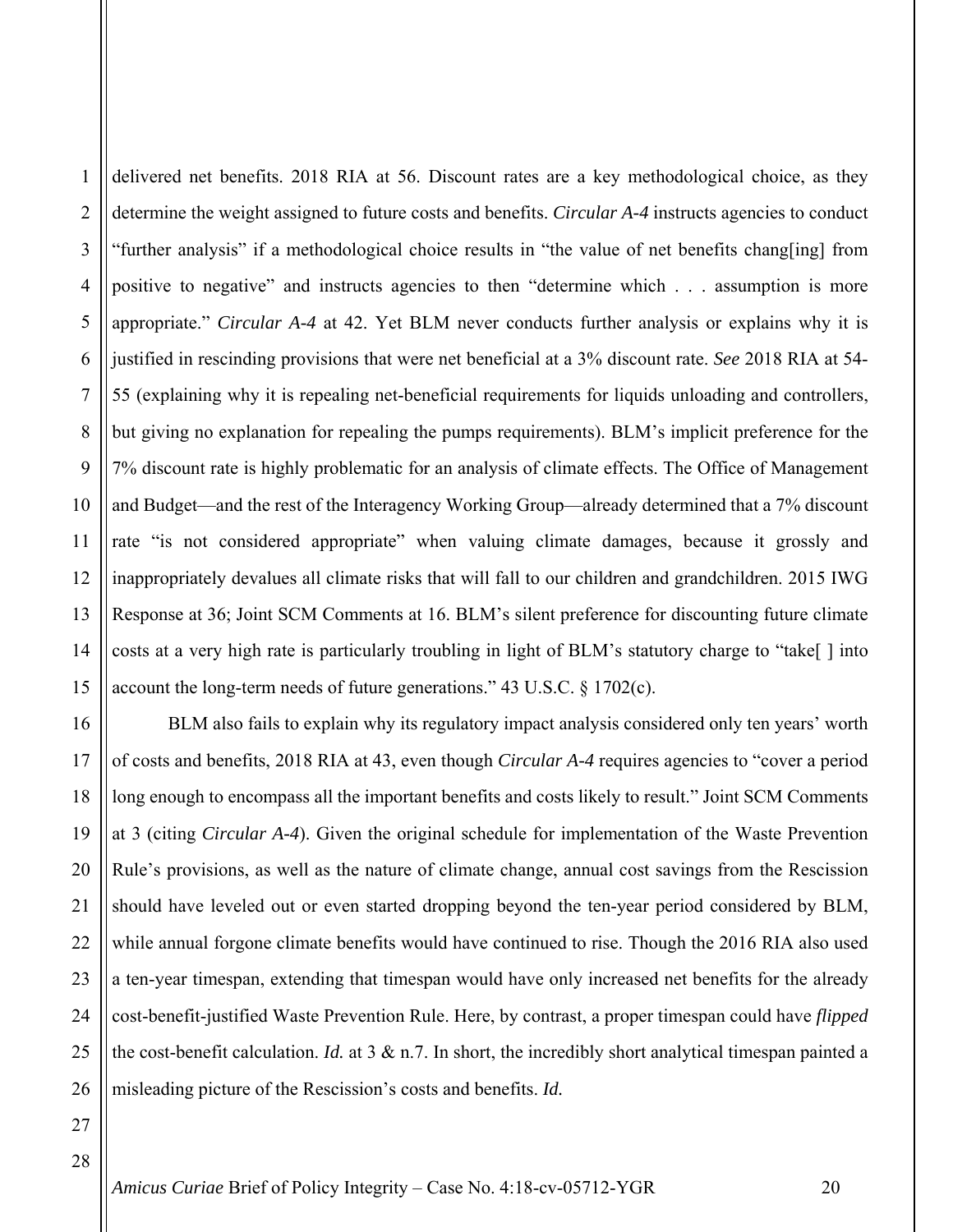delivered net benefits. 2018 RIA at 56. Discount rates are a key methodological choice, as they determine the weight assigned to future costs and benefits. *Circular A-4* instructs agencies to conduct "further analysis" if a methodological choice results in "the value of net benefits chang[ing] from positive to negative" and instructs agencies to then "determine which . . . assumption is more appropriate." *Circular A-4* at 42. Yet BLM never conducts further analysis or explains why it is justified in rescinding provisions that were net beneficial at a 3% discount rate. *See* 2018 RIA at 54-55 (explaining why it is repealing net-beneficial requirements for liquids unloading and controllers, but giving no explanation for repealing the pumps requirements). BLM's implicit preference for the 7% discount rate is highly problematic for an analysis of climate effects. The Office of Management and Budget—and the rest of the Interagency Working Group—already determined that a 7% discount rate "is not considered appropriate" when valuing climate damages, because it grossly and inappropriately devalues all climate risks that will fall to our children and grandchildren. 2015 IWG Response at 36; Joint SCM Comments at 16. BLM's silent preference for discounting future climate costs at a very high rate is particularly troubling in light of BLM's statutory charge to "take[ ] into account the long-term needs of future generations." 43 U.S.C. § 1702(c).

BLM also fails to explain why its regulatory impact analysis considered only ten years' worth of costs and benefits, 2018 RIA at 43, even though *Circular A-4* requires agencies to "cover a period long enough to encompass all the important benefits and costs likely to result." Joint SCM Comments at 3 (citing *Circular A-4*). Given the original schedule for implementation of the Waste Prevention Rule's provisions, as well as the nature of climate change, annual cost savings from the Rescission should have leveled out or even started dropping beyond the ten-year period considered by BLM, while annual forgone climate benefits would have continued to rise. Though the 2016 RIA also used a ten-year timespan, extending that timespan would have only increased net benefits for the already cost-benefit-justified Waste Prevention Rule. Here, by contrast, a proper timespan could have *flipped* the cost-benefit calculation. *Id.* at 3 & n.7. In short, the incredibly short analytical timespan painted a misleading picture of the Rescission's costs and benefits. *Id.*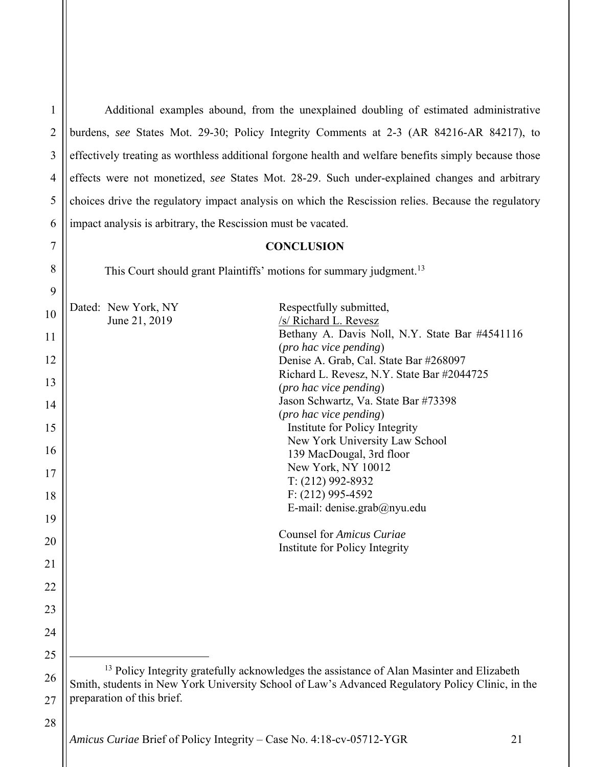Additional examples abound, from the unexplained doubling of estimated administrative burdens, *see* States Mot. 29-30; Policy Integrity Comments at 2-3 (AR 84216-AR 84217), to effectively treating as worthless additional forgone health and welfare benefits simply because those effects were not monetized, *see* States Mot. 28-29. Such under-explained changes and arbitrary choices drive the regulatory impact analysis on which the Rescission relies. Because the regulatory impact analysis is arbitrary, the Rescission must be vacated.

## CONCLUSION

This Court should grant Plaintiffs' motions for summary judgment.[13]

Dated: New York, NY
June 21, 2019

Respectfully submitted,
/s/ Richard L. Revesz
Bethany A. Davis Noll, N.Y. State Bar #4541116 (*pro hac vice pending*)
Denise A. Grab, Cal. State Bar #268097
Richard L. Revesz, N.Y. State Bar #2044725 (*pro hac vice pending*)
Jason Schwartz, Va. State Bar #73398 (*pro hac vice pending*)
Institute for Policy Integrity
New York University Law School
139 MacDougal, 3rd floor
New York, NY 10012
T: (212) 992-8932
F: (212) 995-4592
E-mail: denise.grab@nyu.edu

Counsel for *Amicus Curiae*
Institute for Policy Integrity

[13] Policy Integrity gratefully acknowledges the assistance of Alan Masinter and Elizabeth Smith, students in New York University School of Law's Advanced Regulatory Policy Clinic, in the preparation of this brief.